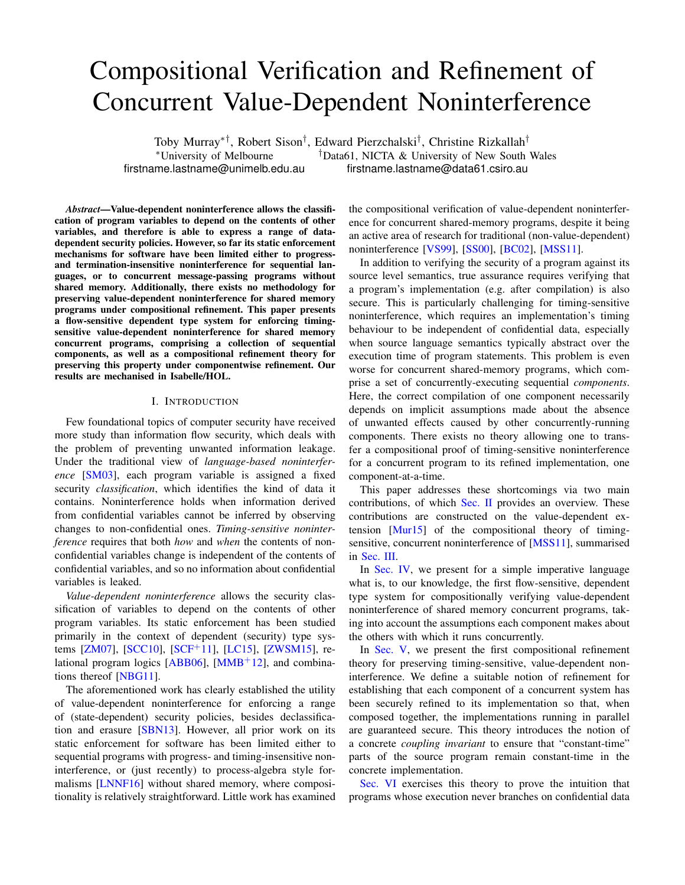# Compositional Verification and Refinement of Concurrent Value-Dependent Noninterference

Toby Murray[*†], Robert Sison[†], Edward Pierzchalski[†], Christine Rizkallah[†]

[*]University of Melbourne [†]Data61, NICTA & University of New South Wales

firstname.lastname@unimelb.edu.au firstname.lastname@data61.csiro.au

***Abstract*—Value-dependent noninterference allows the classification of program variables to depend on the contents of other variables, and therefore is able to express a range of data-dependent security policies. However, so far its static enforcement mechanisms for software have been limited either to progress- and termination-insensitive noninterference for sequential languages, or to concurrent message-passing programs without shared memory. Additionally, there exists no methodology for preserving value-dependent noninterference for shared memory programs under compositional refinement. This paper presents a flow-sensitive dependent type system for enforcing timing-sensitive value-dependent noninterference for shared memory concurrent programs, comprising a collection of sequential components, as well as a compositional refinement theory for preserving this property under componentwise refinement. Our results are mechanised in Isabelle/HOL.**

## I. Introduction

Few foundational topics of computer security have received more study than information flow security, which deals with the problem of preventing unwanted information leakage. Under the traditional view of *language-based noninterference* [SM03], each program variable is assigned a fixed security *classification*, which identifies the kind of data it contains. Noninterference holds when information derived from confidential variables cannot be inferred by observing changes to non-confidential ones. *Timing-sensitive noninterference* requires that both *how* and *when* the contents of non-confidential variables change is independent of the contents of confidential variables, and so no information about confidential variables is leaked.

*Value-dependent noninterference* allows the security classification of variables to depend on the contents of other program variables. Its static enforcement has been studied primarily in the context of dependent (security) type systems [ZM07], [SCC10], [SCF+11], [LC15], [ZWSM15], relational program logics [ABB06], [MMB+12], and combinations thereof [NBG11].

The aforementioned work has clearly established the utility of value-dependent noninterference for enforcing a range of (state-dependent) security policies, besides declassification and erasure [SBN13]. However, all prior work on its static enforcement for software has been limited either to sequential programs with progress- and timing-insensitive noninterference, or (just recently) to process-algebra style formalisms [LNNF16] without shared memory, where compositionality is relatively straightforward. Little work has examined the compositional verification of value-dependent noninterference for concurrent shared-memory programs, despite it being an active area of research for traditional (non-value-dependent) noninterference [VS99], [SS00], [BC02], [MSS11].

In addition to verifying the security of a program against its source level semantics, true assurance requires verifying that a program's implementation (e.g. after compilation) is also secure. This is particularly challenging for timing-sensitive noninterference, which requires an implementation's timing behaviour to be independent of confidential data, especially when source language semantics typically abstract over the execution time of program statements. This problem is even worse for concurrent shared-memory programs, which comprise a set of concurrently-executing sequential *components*. Here, the correct compilation of one component necessarily depends on implicit assumptions made about the absence of unwanted effects caused by other concurrently-running components. There exists no theory allowing one to transfer a compositional proof of timing-sensitive noninterference for a concurrent program to its refined implementation, one component-at-a-time.

This paper addresses these shortcomings via two main contributions, of which Sec. II provides an overview. These contributions are constructed on the value-dependent extension [Mur15] of the compositional theory of timing-sensitive, concurrent noninterference of [MSS11], summarised in Sec. III.

In Sec. IV, we present for a simple imperative language what is, to our knowledge, the first flow-sensitive, dependent type system for compositionally verifying value-dependent noninterference of shared memory concurrent programs, taking into account the assumptions each component makes about the others with which it runs concurrently.

In Sec. V, we present the first compositional refinement theory for preserving timing-sensitive, value-dependent noninterference. We define a suitable notion of refinement for establishing that each component of a concurrent system has been securely refined to its implementation so that, when composed together, the implementations running in parallel are guaranteed secure. This theory introduces the notion of a concrete *coupling invariant* to ensure that "constant-time" parts of the source program remain constant-time in the concrete implementation.

Sec. VI exercises this theory to prove the intuition that programs whose execution never branches on confidential data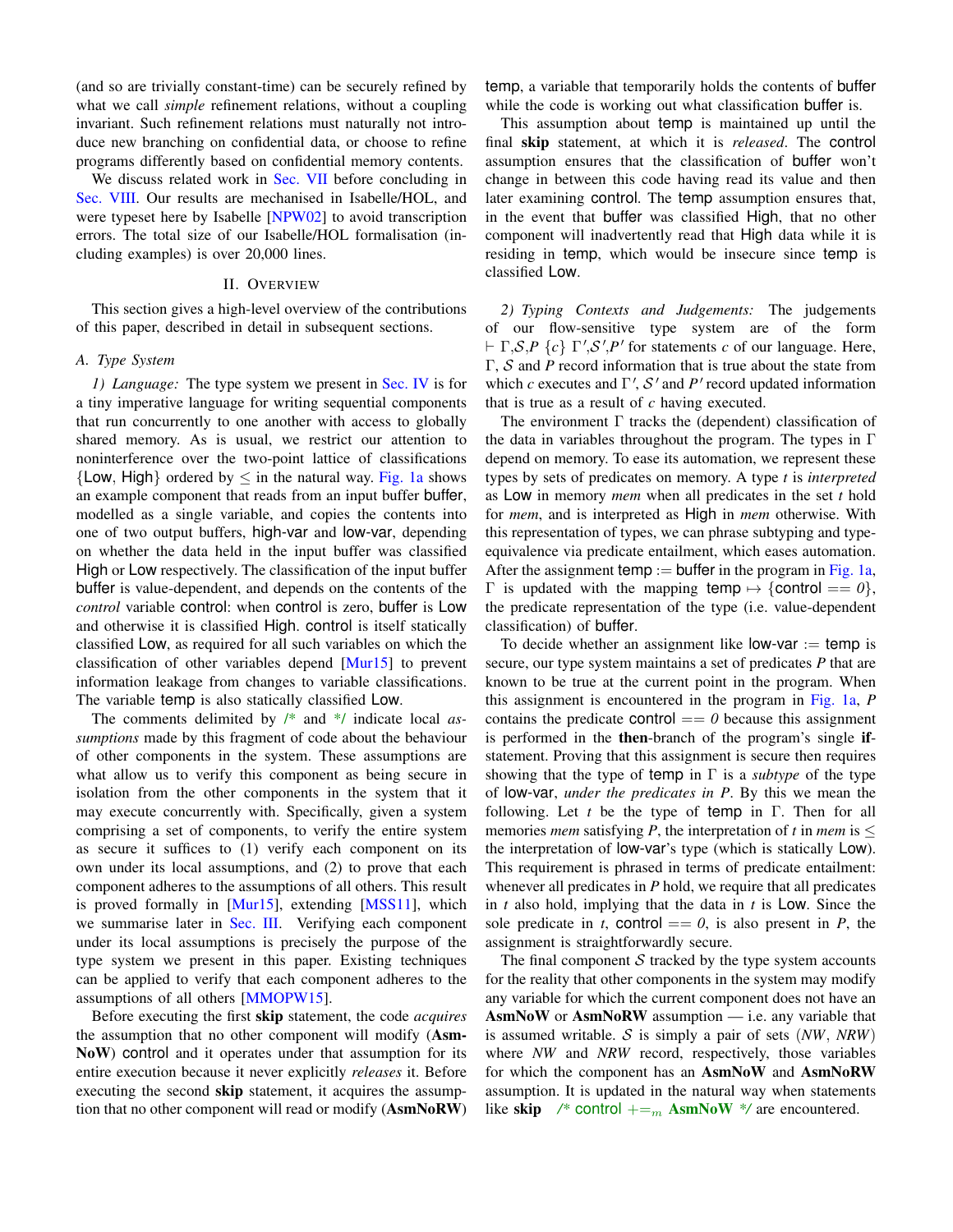(and so are trivially constant-time) can be securely refined by what we call *simple* refinement relations, without a coupling invariant. Such refinement relations must naturally not introduce new branching on confidential data, or choose to refine programs differently based on confidential memory contents.

We discuss related work in Sec. VII before concluding in Sec. VIII. Our results are mechanised in Isabelle/HOL, and were typeset here by Isabelle [NPW02] to avoid transcription errors. The total size of our Isabelle/HOL formalisation (including examples) is over 20,000 lines.

## II. Overview

This section gives a high-level overview of the contributions of this paper, described in detail in subsequent sections.

### A. Type System

*1) Language:* The type system we present in Sec. IV is for a tiny imperative language for writing sequential components that run concurrently to one another with access to globally shared memory. As is usual, we restrict our attention to noninterference over the two-point lattice of classifications {Low, High} ordered by $\leq$ in the natural way. Fig. 1a shows an example component that reads from an input buffer buffer, modelled as a single variable, and copies the contents into one of two output buffers, high-var and low-var, depending on whether the data held in the input buffer was classified High or Low respectively. The classification of the input buffer buffer is value-dependent, and depends on the contents of the *control* variable control: when control is zero, buffer is Low and otherwise it is classified High. control is itself statically classified Low, as required for all such variables on which the classification of other variables depend [Mur15] to prevent information leakage from changes to variable classifications. The variable temp is also statically classified Low.

The comments delimited by /* and */ indicate local *assumptions* made by this fragment of code about the behaviour of other components in the system. These assumptions are what allow us to verify this component as being secure in isolation from the other components in the system that it may execute concurrently with. Specifically, given a system comprising a set of components, to verify the entire system as secure it suffices to (1) verify each component on its own under its local assumptions, and (2) to prove that each component adheres to the assumptions of all others. This result is proved formally in [Mur15], extending [MSS11], which we summarise later in Sec. III. Verifying each component under its local assumptions is precisely the purpose of the type system we present in this paper. Existing techniques can be applied to verify that each component adheres to the assumptions of all others [MMOPW15].

Before executing the first **skip** statement, the code *acquires* the assumption that no other component will modify (**AsmNoW**) control and it operates under that assumption for its entire execution because it never explicitly *releases* it. Before executing the second **skip** statement, it acquires the assumption that no other component will read or modify (**AsmNoRW**) temp, a variable that temporarily holds the contents of buffer while the code is working out what classification buffer is.

This assumption about temp is maintained up until the final **skip** statement, at which it is *released*. The control assumption ensures that the classification of buffer won't change in between this code having read its value and then later examining control. The temp assumption ensures that, in the event that buffer was classified High, that no other component will inadvertently read that High data while it is residing in temp, which would be insecure since temp is classified Low.

*2) Typing Contexts and Judgements:* The judgements of our flow-sensitive type system are of the form $\vdash \Gamma,\mathcal{S},P\ \{c\}\ \Gamma',\mathcal{S}',P'$ for statements $c$ of our language. Here, $\Gamma$, $\mathcal{S}$ and $P$ record information that is true about the state from which $c$ executes and $\Gamma'$, $\mathcal{S}'$ and $P'$ record updated information that is true as a result of $c$ having executed.

The environment $\Gamma$ tracks the (dependent) classification of the data in variables throughout the program. The types in $\Gamma$ depend on memory. To ease its automation, we represent these types by sets of predicates on memory. A type $t$ is *interpreted* as Low in memory *mem* when all predicates in the set $t$ hold for *mem*, and is interpreted as High in *mem* otherwise. With this representation of types, we can phrase subtyping and type-equivalence via predicate entailment, which eases automation. After the assignment temp := buffer in the program in Fig. 1a, $\Gamma$ is updated with the mapping temp $\mapsto$ {control == *0*}, the predicate representation of the type (i.e. value-dependent classification) of buffer.

To decide whether an assignment like low-var := temp is secure, our type system maintains a set of predicates $P$ that are known to be true at the current point in the program. When this assignment is encountered in the program in Fig. 1a, $P$ contains the predicate control == *0* because this assignment is performed in the **then**-branch of the program's single **if**-statement. Proving that this assignment is secure then requires showing that the type of temp in $\Gamma$ is a *subtype* of the type of low-var, *under the predicates in P*. By this we mean the following. Let $t$ be the type of temp in $\Gamma$. Then for all memories *mem* satisfying $P$, the interpretation of $t$ in *mem* is $\leq$ the interpretation of low-var's type (which is statically Low). This requirement is phrased in terms of predicate entailment: whenever all predicates in $P$ hold, we require that all predicates in $t$ also hold, implying that the data in $t$ is Low. Since the sole predicate in $t$, control == *0*, is also present in $P$, the assignment is straightforwardly secure.

The final component $\mathcal{S}$ tracked by the type system accounts for the reality that other components in the system may modify any variable for which the current component does not have an **AsmNoW** or **AsmNoRW** assumption — i.e. any variable that is assumed writable. $\mathcal{S}$ is simply a pair of sets (*NW*, *NRW*) where *NW* and *NRW* record, respectively, those variables for which the component has an **AsmNoW** and **AsmNoRW** assumption. It is updated in the natural way when statements like **skip** /* control $+=_m$ **AsmNoW** */ are encountered.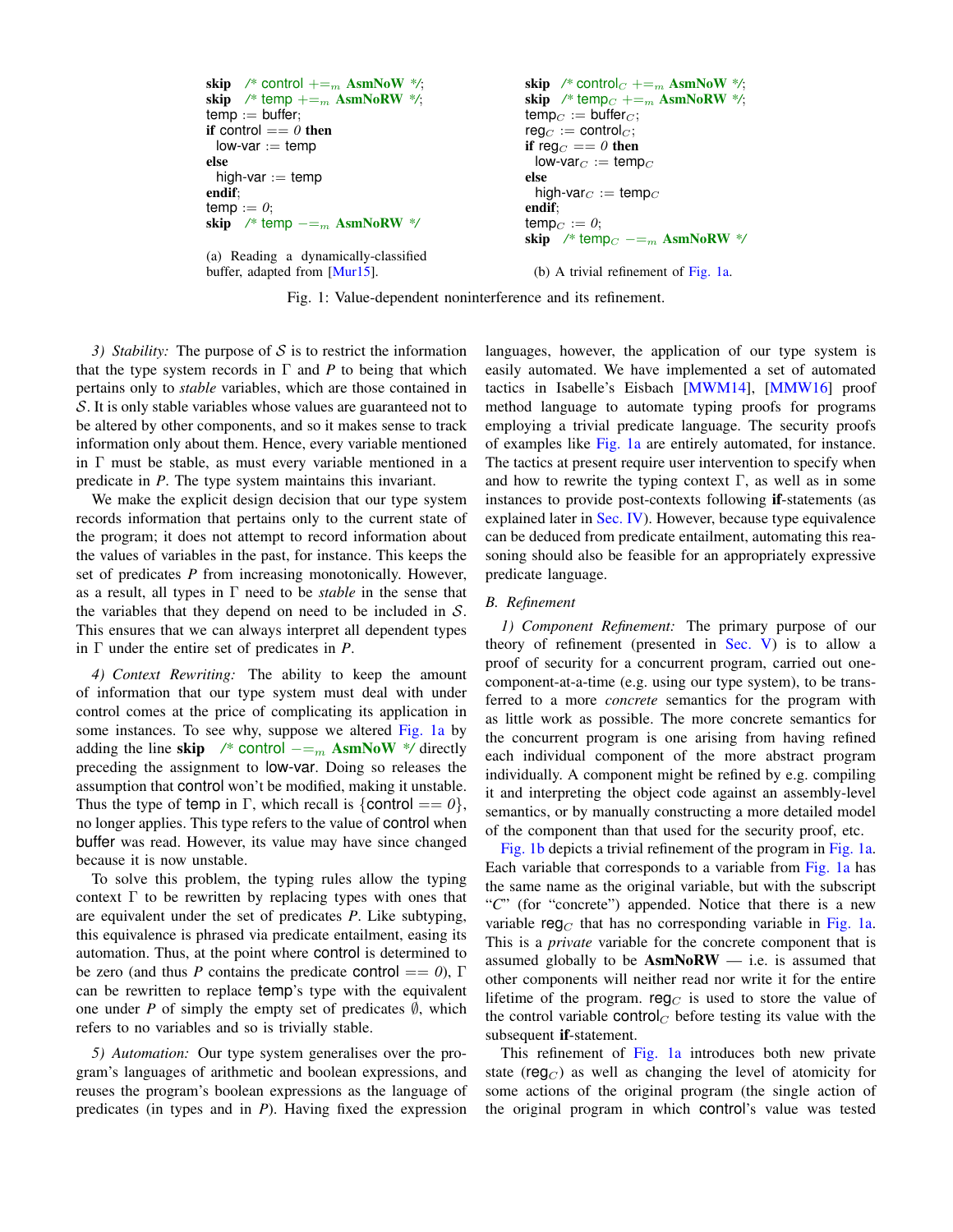```
skip   /* control +=_m AsmNoW */;
skip   /* temp +=_m AsmNoRW */;
temp := buffer;
if control == 0 then
  low-var := temp
else
  high-var := temp
endif;
temp := 0;
skip   /* temp −=_m AsmNoRW */
```

(a) Reading a dynamically-classified buffer, adapted from [Mur15].

```
skip   /* control_C +=_m AsmNoW */;
skip   /* temp_C +=_m AsmNoRW */;
temp_C := buffer_C;
reg_C := control_C;
if reg_C == 0 then
  low-var_C := temp_C
else
  high-var_C := temp_C
endif;
temp_C := 0;
skip   /* temp_C −=_m AsmNoRW */
```

(b) A trivial refinement of Fig. 1a.

Fig. 1: Value-dependent noninterference and its refinement.

*3) Stability:* The purpose of $\mathcal{S}$ is to restrict the information that the type system records in $\Gamma$ and *P* to being that which pertains only to *stable* variables, which are those contained in $\mathcal{S}$. It is only stable variables whose values are guaranteed not to be altered by other components, and so it makes sense to track information only about them. Hence, every variable mentioned in $\Gamma$ must be stable, as must every variable mentioned in a predicate in *P*. The type system maintains this invariant.

We make the explicit design decision that our type system records information that pertains only to the current state of the program; it does not attempt to record information about the values of variables in the past, for instance. This keeps the set of predicates *P* from increasing monotonically. However, as a result, all types in $\Gamma$ need to be *stable* in the sense that the variables that they depend on need to be included in $\mathcal{S}$. This ensures that we can always interpret all dependent types in $\Gamma$ under the entire set of predicates in *P*.

*4) Context Rewriting:* The ability to keep the amount of information that our type system must deal with under control comes at the price of complicating its application in some instances. To see why, suppose we altered Fig. 1a by adding the line **skip** /* control $-=_m$ **AsmNoW** */ directly preceding the assignment to low-var. Doing so releases the assumption that control won't be modified, making it unstable. Thus the type of temp in $\Gamma$, which recall is $\{\text{control} == 0\}$, no longer applies. This type refers to the value of control when buffer was read. However, its value may have since changed because it is now unstable.

To solve this problem, the typing rules allow the typing context $\Gamma$ to be rewritten by replacing types with ones that are equivalent under the set of predicates *P*. Like subtyping, this equivalence is phrased via predicate entailment, easing its automation. Thus, at the point where control is determined to be zero (and thus *P* contains the predicate control $== 0$), $\Gamma$ can be rewritten to replace temp's type with the equivalent one under *P* of simply the empty set of predicates $\emptyset$, which refers to no variables and so is trivially stable.

*5) Automation:* Our type system generalises over the program's languages of arithmetic and boolean expressions, and reuses the program's boolean expressions as the language of predicates (in types and in *P*). Having fixed the expression languages, however, the application of our type system is easily automated. We have implemented a set of automated tactics in Isabelle's Eisbach [MWM14], [MMW16] proof method language to automate typing proofs for programs employing a trivial predicate language. The security proofs of examples like Fig. 1a are entirely automated, for instance. The tactics at present require user intervention to specify when and how to rewrite the typing context $\Gamma$, as well as in some instances to provide post-contexts following **if**-statements (as explained later in Sec. IV). However, because type equivalence can be deduced from predicate entailment, automating this reasoning should also be feasible for an appropriately expressive predicate language.

### B. Refinement

*1) Component Refinement:* The primary purpose of our theory of refinement (presented in Sec. V) is to allow a proof of security for a concurrent program, carried out one-component-at-a-time (e.g. using our type system), to be transferred to a more *concrete* semantics for the program with as little work as possible. The more concrete semantics for the concurrent program is one arising from having refined each individual component of the more abstract program individually. A component might be refined by e.g. compiling it and interpreting the object code against an assembly-level semantics, or by manually constructing a more detailed model of the component than that used for the security proof, etc.

Fig. 1b depicts a trivial refinement of the program in Fig. 1a. Each variable that corresponds to a variable from Fig. 1a has the same name as the original variable, but with the subscript "*C*" (for "concrete") appended. Notice that there is a new variable $\text{reg}_C$ that has no corresponding variable in Fig. 1a. This is a *private* variable for the concrete component that is assumed globally to be **AsmNoRW** — i.e. is assumed that other components will neither read nor write it for the entire lifetime of the program. $\text{reg}_C$ is used to store the value of the control variable $\text{control}_C$ before testing its value with the subsequent **if**-statement.

This refinement of Fig. 1a introduces both new private state ($\text{reg}_C$) as well as changing the level of atomicity for some actions of the original program (the single action of the original program in which control's value was tested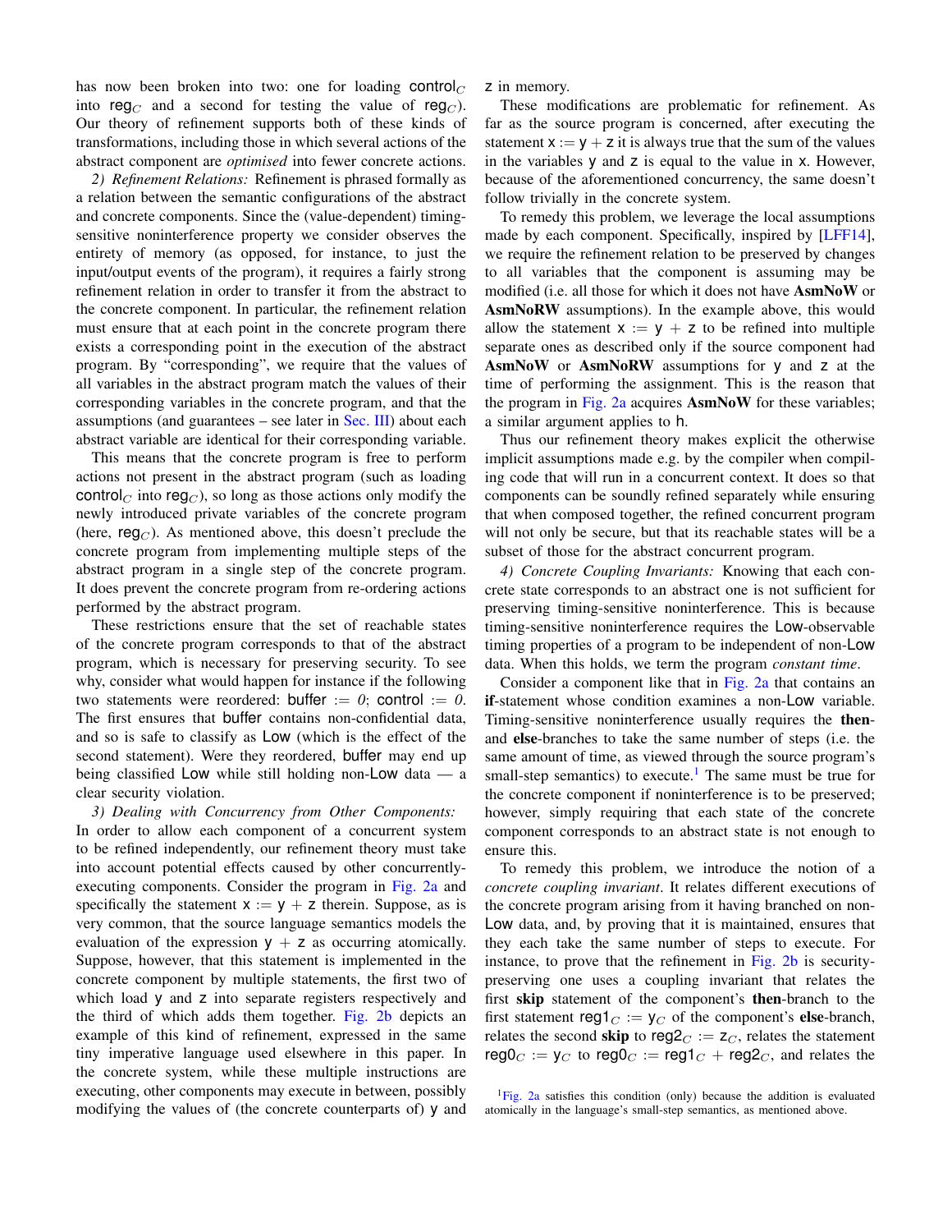has now been broken into two: one for loading $\mathsf{control}_C$ into $\mathsf{reg}_C$ and a second for testing the value of $\mathsf{reg}_C$). Our theory of refinement supports both of these kinds of transformations, including those in which several actions of the abstract component are *optimised* into fewer concrete actions.

*2) Refinement Relations:* Refinement is phrased formally as a relation between the semantic configurations of the abstract and concrete components. Since the (value-dependent) timing-sensitive noninterference property we consider observes the entirety of memory (as opposed, for instance, to just the input/output events of the program), it requires a fairly strong refinement relation in order to transfer it from the abstract to the concrete component. In particular, the refinement relation must ensure that at each point in the concrete program there exists a corresponding point in the execution of the abstract program. By "corresponding", we require that the values of all variables in the abstract program match the values of their corresponding variables in the concrete program, and that the assumptions (and guarantees – see later in Sec. III) about each abstract variable are identical for their corresponding variable.

This means that the concrete program is free to perform actions not present in the abstract program (such as loading $\mathsf{control}_C$ into $\mathsf{reg}_C$), so long as those actions only modify the newly introduced private variables of the concrete program (here, $\mathsf{reg}_C$). As mentioned above, this doesn't preclude the concrete program from implementing multiple steps of the abstract program in a single step of the concrete program. It does prevent the concrete program from re-ordering actions performed by the abstract program.

These restrictions ensure that the set of reachable states of the concrete program corresponds to that of the abstract program, which is necessary for preserving security. To see why, consider what would happen for instance if the following two statements were reordered: buffer $:=$ *0*; control $:=$ *0*. The first ensures that buffer contains non-confidential data, and so is safe to classify as Low (which is the effect of the second statement). Were they reordered, buffer may end up being classified Low while still holding non-Low data — a clear security violation.

*3) Dealing with Concurrency from Other Components:* In order to allow each component of a concurrent system to be refined independently, our refinement theory must take into account potential effects caused by other concurrently-executing components. Consider the program in Fig. 2a and specifically the statement x $:=$ y $+$ z therein. Suppose, as is very common, that the source language semantics models the evaluation of the expression y $+$ z as occurring atomically. Suppose, however, that this statement is implemented in the concrete component by multiple statements, the first two of which load y and z into separate registers respectively and the third of which adds them together. Fig. 2b depicts an example of this kind of refinement, expressed in the same tiny imperative language used elsewhere in this paper. In the concrete system, while these multiple instructions are executing, other components may execute in between, possibly modifying the values of (the concrete counterparts of) y and z in memory.

These modifications are problematic for refinement. As far as the source program is concerned, after executing the statement x $:=$ y $+$ z it is always true that the sum of the values in the variables y and z is equal to the value in x. However, because of the aforementioned concurrency, the same doesn't follow trivially in the concrete system.

To remedy this problem, we leverage the local assumptions made by each component. Specifically, inspired by [LFF14], we require the refinement relation to be preserved by changes to all variables that the component is assuming may be modified (i.e. all those for which it does not have **AsmNoW** or **AsmNoRW** assumptions). In the example above, this would allow the statement x $:=$ y $+$ z to be refined into multiple separate ones as described only if the source component had **AsmNoW** or **AsmNoRW** assumptions for y and z at the time of performing the assignment. This is the reason that the program in Fig. 2a acquires **AsmNoW** for these variables; a similar argument applies to h.

Thus our refinement theory makes explicit the otherwise implicit assumptions made e.g. by the compiler when compiling code that will run in a concurrent context. It does so that components can be soundly refined separately while ensuring that when composed together, the refined concurrent program will not only be secure, but that its reachable states will be a subset of those for the abstract concurrent program.

*4) Concrete Coupling Invariants:* Knowing that each concrete state corresponds to an abstract one is not sufficient for preserving timing-sensitive noninterference. This is because timing-sensitive noninterference requires the Low-observable timing properties of a program to be independent of non-Low data. When this holds, we term the program *constant time*.

Consider a component like that in Fig. 2a that contains an **if**-statement whose condition examines a non-Low variable. Timing-sensitive noninterference usually requires the **then**- and **else**-branches to take the same number of steps (i.e. the same amount of time, as viewed through the source program's small-step semantics) to execute.[1] The same must be true for the concrete component if noninterference is to be preserved; however, simply requiring that each state of the concrete component corresponds to an abstract state is not enough to ensure this.

To remedy this problem, we introduce the notion of a *concrete coupling invariant*. It relates different executions of the concrete program arising from it having branched on non-Low data, and, by proving that it is maintained, ensures that they each take the same number of steps to execute. For instance, to prove that the refinement in Fig. 2b is security-preserving one uses a coupling invariant that relates the first **skip** statement of the component's **then**-branch to the first statement $\mathsf{reg1}_C := \mathsf{y}_C$ of the component's **else**-branch, relates the second **skip** to $\mathsf{reg2}_C := \mathsf{z}_C$, relates the statement $\mathsf{reg0}_C := \mathsf{y}_C$ to $\mathsf{reg0}_C := \mathsf{reg1}_C + \mathsf{reg2}_C$, and relates the

[1] Fig. 2a satisfies this condition (only) because the addition is evaluated atomically in the language's small-step semantics, as mentioned above.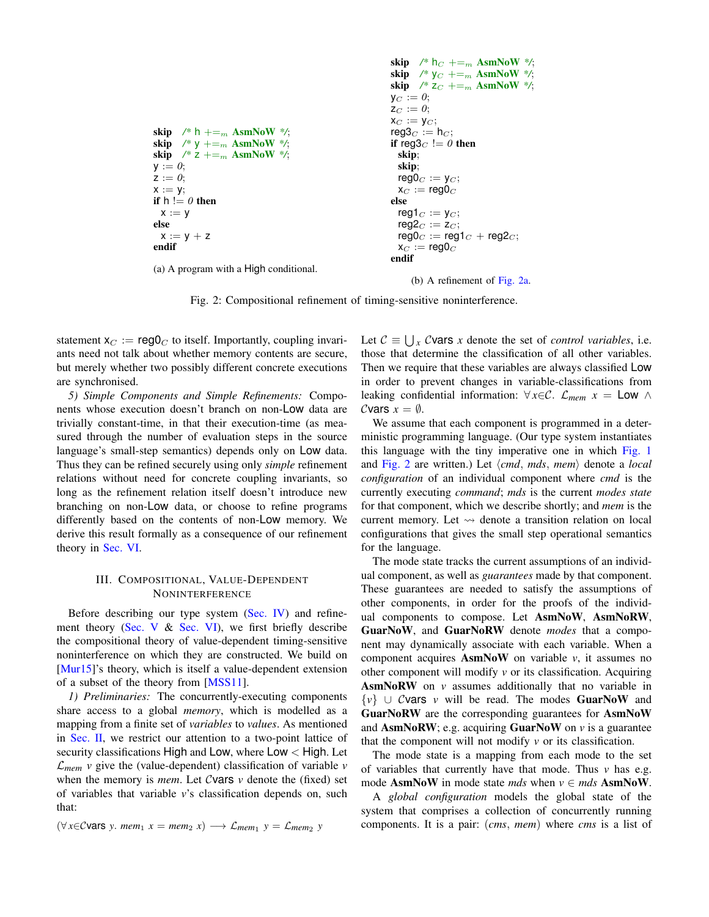```
skip   /* h +=m AsmNoW */;
skip   /* y +=m AsmNoW */;
skip   /* z +=m AsmNoW */;
y := 0;
z := 0;
x := y;
if h != 0 then
  x := y
else
  x := y + z
endif
```

(a) A program with a High conditional.

```
skip   /* h_C +=m AsmNoW */;
skip   /* y_C +=m AsmNoW */;
skip   /* z_C +=m AsmNoW */;
y_C := 0;
z_C := 0;
x_C := y_C;
reg3_C := h_C;
if reg3_C != 0 then
  skip;
  skip;
  reg0_C := y_C;
  x_C := reg0_C
else
  reg1_C := y_C;
  reg2_C := z_C;
  reg0_C := reg1_C + reg2_C;
  x_C := reg0_C
endif
```

(b) A refinement of Fig. 2a.

Fig. 2: Compositional refinement of timing-sensitive noninterference.

statement $x_C$ := $reg0_C$ to itself. Importantly, coupling invariants need not talk about whether memory contents are secure, but merely whether two possibly different concrete executions are synchronised.

*5) Simple Components and Simple Refinements:* Components whose execution doesn't branch on non-Low data are trivially constant-time, in that their execution-time (as measured through the number of evaluation steps in the source language's small-step semantics) depends only on Low data. Thus they can be refined securely using only *simple* refinement relations without need for concrete coupling invariants, so long as the refinement relation itself doesn't introduce new branching on non-Low data, or choose to refine programs differently based on the contents of non-Low memory. We derive this result formally as a consequence of our refinement theory in Sec. VI.

## III. Compositional, Value-Dependent Noninterference

Before describing our type system (Sec. IV) and refinement theory (Sec. V & Sec. VI), we first briefly describe the compositional theory of value-dependent timing-sensitive noninterference on which they are constructed. We build on [Mur15]'s theory, which is itself a value-dependent extension of a subset of the theory from [MSS11].

*1) Preliminaries:* The concurrently-executing components share access to a global *memory*, which is modelled as a mapping from a finite set of *variables* to *values*. As mentioned in Sec. II, we restrict our attention to a two-point lattice of security classifications High and Low, where Low < High. Let $\mathcal{L}_{mem}\ v$ give the (value-dependent) classification of variable $v$ when the memory is *mem*. Let $\mathcal{C}\mathsf{vars}\ v$ denote the (fixed) set of variables that variable $v$'s classification depends on, such that:

$$(\forall x{\in}\mathcal{C}\mathsf{vars}\ y.\ mem_1\ x = mem_2\ x) \longrightarrow \mathcal{L}_{mem_1}\ y = \mathcal{L}_{mem_2}\ y$$

Let $\mathcal{C} \equiv \bigcup_x \mathcal{C}\mathsf{vars}\ x$ denote the set of *control variables*, i.e. those that determine the classification of all other variables. Then we require that these variables are always classified Low in order to prevent changes in variable-classifications from leaking confidential information: $\forall x{\in}\mathcal{C}.\ \mathcal{L}_{mem}\ x = \mathsf{Low} \land \mathcal{C}\mathsf{vars}\ x = \emptyset$.

We assume that each component is programmed in a deterministic programming language. (Our type system instantiates this language with the tiny imperative one in which Fig. 1 and Fig. 2 are written.) Let $\langle cmd, mds, mem\rangle$ denote a *local configuration* of an individual component where *cmd* is the currently executing *command*; *mds* is the current *modes state* for that component, which we describe shortly; and *mem* is the current memory. Let $\leadsto$ denote a transition relation on local configurations that gives the small step operational semantics for the language.

The mode state tracks the current assumptions of an individual component, as well as *guarantees* made by that component. These guarantees are needed to satisfy the assumptions of other components, in order for the proofs of the individual components to compose. Let **AsmNoW**, **AsmNoRW**, **GuarNoW**, and **GuarNoRW** denote *modes* that a component may dynamically associate with each variable. When a component acquires **AsmNoW** on variable $v$, it assumes no other component will modify $v$ or its classification. Acquiring **AsmNoRW** on $v$ assumes additionally that no variable in $\{v\} \cup \mathcal{C}\mathsf{vars}\ v$ will be read. The modes **GuarNoW** and **GuarNoRW** are the corresponding guarantees for **AsmNoW** and **AsmNoRW**; e.g. acquiring **GuarNoW** on $v$ is a guarantee that the component will not modify $v$ or its classification.

The mode state is a mapping from each mode to the set of variables that currently have that mode. Thus $v$ has e.g. mode **AsmNoW** in mode state *mds* when $v \in mds$ **AsmNoW**.

A *global configuration* models the global state of the system that comprises a collection of concurrently running components. It is a pair: $(cms, mem)$ where *cms* is a list of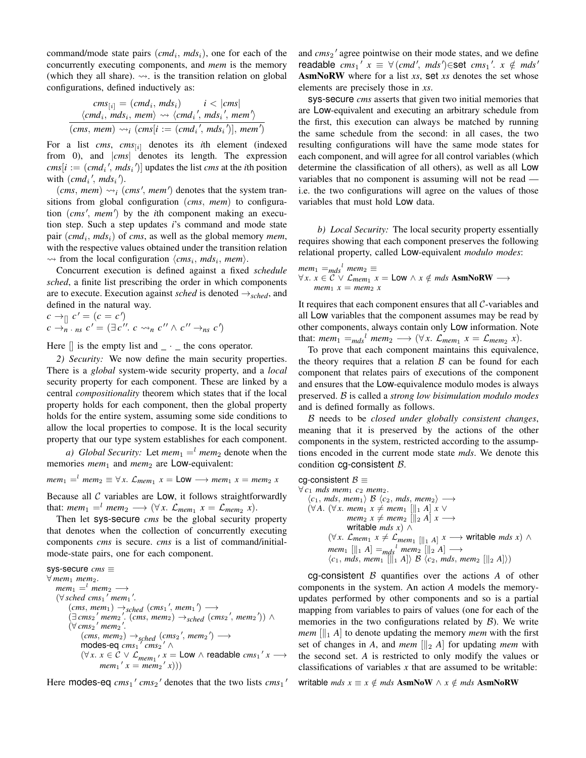command/mode state pairs $(cmd_i, mds_i)$, one for each of the concurrently executing components, and *mem* is the memory (which they all share). $\rightsquigarrow_{\cdot}$ is the transition relation on global configurations, defined inductively as:

$$\frac{cms_{[i]} = (cmd_i,\ mds_i) \qquad i < |cms| \qquad \langle cmd_i,\ mds_i,\ mem\rangle \rightsquigarrow \langle cmd_i{}',\ mds_i{}',\ mem'\rangle}{(cms,\ mem) \rightsquigarrow_i (cms[i := (cmd_i{}',\ mds_i{}')],\ mem')}$$

For a list *cms*, $cms_{[i]}$ denotes its *i*th element (indexed from 0), and $|cms|$ denotes its length. The expression $cms[i := (cmd_i{}',\ mds_i{}')]$ updates the list *cms* at the *i*th position with $(cmd_i{}',\ mds_i{}')$.

$(cms,\ mem) \rightsquigarrow_i (cms',\ mem')$ denotes that the system transitions from global configuration $(cms,\ mem)$ to configuration $(cms',\ mem')$ by the *i*th component making an execution step. Such a step updates *i*'s command and mode state pair $(cmd_i,\ mds_i)$ of *cms*, as well as the global memory *mem*, with the respective values obtained under the transition relation $\rightsquigarrow$ from the local configuration $\langle cms_i,\ mds_i,\ mem\rangle$.

Concurrent execution is defined against a fixed *schedule sched*, a finite list prescribing the order in which components are to execute. Execution against *sched* is denoted $\rightarrow_{sched}$, and defined in the natural way.

$c \rightarrow_{[]} c' = (c = c')$
$c \rightarrow_{n\ \cdot\ ns} c' = (\exists c''.\ c \rightsquigarrow_n c'' \wedge c'' \rightarrow_{ns} c')$

Here $[]$ is the empty list and $\_ \cdot \_$ the cons operator.

*2) Security:* We now define the main security properties. There is a *global* system-wide security property, and a *local* security property for each component. These are linked by a central *compositionality* theorem which states that if the local property holds for each component, then the global property holds for the entire system, assuming some side conditions to allow the local properties to compose. It is the local security property that our type system establishes for each component.

*a) Global Security:* Let $mem_1 =^l mem_2$ denote when the memories $mem_1$ and $mem_2$ are Low-equivalent:

$mem_1 =^l mem_2 \equiv \forall x.\ \mathcal{L}_{mem_1}\ x = \mathsf{Low} \longrightarrow mem_1\ x = mem_2\ x$

Because all $\mathcal{C}$ variables are Low, it follows straightforwardly that: $mem_1 =^l mem_2 \longrightarrow (\forall x.\ \mathcal{L}_{mem_1}\ x = \mathcal{L}_{mem_2}\ x)$.

Then let sys-secure *cms* be the global security property that denotes when the collection of concurrently executing components *cms* is secure. *cms* is a list of command/initial-mode-state pairs, one for each component.

$$\begin{aligned}
&\textsf{sys-secure}\ cms \equiv\\
&\forall mem_1\ mem_2.\\
&\quad mem_1 =^l mem_2 \longrightarrow\\
&\quad (\forall sched\ cms_1{}'\ mem_1{}'.\\
&\qquad (cms,\ mem_1) \rightarrow_{sched} (cms_1{}',\ mem_1{}') \longrightarrow\\
&\qquad (\exists cms_2{}'\ mem_2{}'.\ (cms,\ mem_2) \rightarrow_{sched} (cms_2{}',\ mem_2{}')) \wedge\\
&\qquad (\forall cms_2{}'\ mem_2{}'.\\
&\qquad\quad (cms,\ mem_2) \rightarrow_{sched} (cms_2{}',\ mem_2{}') \longrightarrow\\
&\qquad\quad \textsf{modes-eq}\ cms_1{}'\ cms_2{}' \wedge\\
&\qquad\quad (\forall x.\ x \in \mathcal{C} \vee \mathcal{L}_{mem_1{}'}\ x = \mathsf{Low} \wedge \textsf{readable}\ cms_1{}'\ x \longrightarrow\\
&\qquad\qquad mem_1{}'\ x = mem_2{}'\ x)))
\end{aligned}$$

Here modes-eq $cms_1{}'\ cms_2{}'$ denotes that the two lists $cms_1{}'$ and $cms_2{}'$ agree pointwise on their mode states, and we define readable $cms_1{}'\ x \equiv \forall (cmd',\ mds') \in \textsf{set}\ cms_1{}'.\ x \notin mds'$ **AsmNoRW** where for a list *xs*, set *xs* denotes the set whose elements are precisely those in *xs*.

sys-secure *cms* asserts that given two initial memories that are Low-equivalent and executing an arbitrary schedule from the first, this execution can always be matched by running the same schedule from the second: in all cases, the two resulting configurations will have the same mode states for each component, and will agree for all control variables (which determine the classification of all others), as well as all Low variables that no component is assuming will not be read — i.e. the two configurations will agree on the values of those variables that must hold Low data.

*b) Local Security:* The local security property essentially requires showing that each component preserves the following relational property, called Low-equivalent *modulo modes*:

$$\begin{aligned}
&mem_1 =_{mds}{}^l\ mem_2 \equiv\\
&\forall x.\ x \in \mathcal{C} \vee \mathcal{L}_{mem_1}\ x = \mathsf{Low} \wedge x \notin mds\ \textbf{AsmNoRW} \longrightarrow\\
&\quad mem_1\ x = mem_2\ x
\end{aligned}$$

It requires that each component ensures that all $\mathcal{C}$-variables and all Low variables that the component assumes may be read by other components, always contain only Low information. Note that: $mem_1 =_{mds}{}^l\ mem_2 \longrightarrow (\forall x.\ \mathcal{L}_{mem_1}\ x = \mathcal{L}_{mem_2}\ x)$.

To prove that each component maintains this equivalence, the theory requires that a relation $\mathcal{B}$ can be found for each component that relates pairs of executions of the component and ensures that the Low-equivalence modulo modes is always preserved. $\mathcal{B}$ is called a *strong low bisimulation modulo modes* and is defined formally as follows.

$\mathcal{B}$ needs to be *closed under globally consistent changes*, meaning that it is preserved by the actions of the other components in the system, restricted according to the assumptions encoded in the current mode state *mds*. We denote this condition cg-consistent $\mathcal{B}$.

$$\begin{aligned}
&\textsf{cg-consistent}\ \mathcal{B} \equiv\\
&\forall c_1\ mds\ mem_1\ c_2\ mem_2.\\
&\quad \langle c_1,\ mds,\ mem_1\rangle\ \mathcal{B}\ \langle c_2,\ mds,\ mem_2\rangle \longrightarrow\\
&\quad (\forall A.\ (\forall x.\ mem_1\ x \neq mem_1\ [\|_1\ A]\ x\ \vee\\
&\qquad\qquad mem_2\ x \neq mem_2\ [\|_2\ A]\ x \longrightarrow\\
&\qquad\qquad \textsf{writable}\ mds\ x) \wedge\\
&\qquad\quad (\forall x.\ \mathcal{L}_{mem_1}\ x \neq \mathcal{L}_{mem_1\ [\|_1\ A]}\ x \longrightarrow \textsf{writable}\ mds\ x) \wedge\\
&\qquad\quad mem_1\ [\|_1\ A] =_{mds}{}^l\ mem_2\ [\|_2\ A] \longrightarrow\\
&\qquad\quad \langle c_1,\ mds,\ mem_1\ [\|_1\ A]\rangle\ \mathcal{B}\ \langle c_2,\ mds,\ mem_2\ [\|_2\ A]\rangle)
\end{aligned}$$

cg-consistent $\mathcal{B}$ quantifies over the actions $A$ of other components in the system. An action $A$ models the memory-updates performed by other components and so is a partial mapping from variables to pairs of values (one for each of the memories in the two configurations related by $\mathcal{B}$). We write $mem\ [\|_1\ A]$ to denote updating the memory *mem* with the first set of changes in $A$, and $mem\ [\|_2\ A]$ for updating *mem* with the second set. $A$ is restricted to only modify the values or classifications of variables $x$ that are assumed to be writable:

writable $mds\ x \equiv x \notin mds$ **AsmNoW** $\wedge\ x \notin mds$ **AsmNoRW**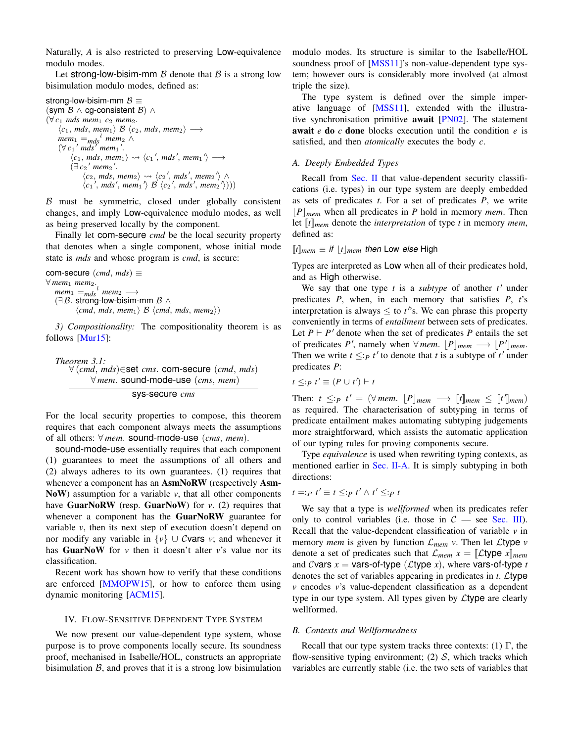Naturally, $A$ is also restricted to preserving Low-equivalence modulo modes.

Let strong-low-bisim-mm $\mathcal{B}$ denote that $\mathcal{B}$ is a strong low bisimulation modulo modes, defined as:

$$
\begin{array}{l}
\text{strong-low-bisim-mm } \mathcal{B} \equiv \\
(\text{sym } \mathcal{B} \wedge \text{cg-consistent } \mathcal{B}) \wedge \\
(\forall c_1\ mds\ mem_1\ c_2\ mem_2. \\
\quad \langle c_1, mds, mem_1\rangle\ \mathcal{B}\ \langle c_2, mds, mem_2\rangle \longrightarrow \\
\quad mem_1 =_{mds}{}^{l}\ mem_2 \wedge \\
\quad (\forall c_1{}'\ mds'\ mem_1{}'. \\
\qquad \langle c_1, mds, mem_1\rangle \rightsquigarrow \langle c_1{}', mds', mem_1{}'\rangle \longrightarrow \\
\qquad (\exists c_2{}'\ mem_2{}'. \\
\qquad\quad \langle c_2, mds, mem_2\rangle \rightsquigarrow \langle c_2{}', mds', mem_2{}'\rangle \wedge \\
\qquad\quad \langle c_1{}', mds', mem_1{}'\rangle\ \mathcal{B}\ \langle c_2{}', mds', mem_2{}'\rangle)))
\end{array}
$$

$\mathcal{B}$ must be symmetric, closed under globally consistent changes, and imply Low-equivalence modulo modes, as well as being preserved locally by the component.

Finally let com-secure *cmd* be the local security property that denotes when a single component, whose initial mode state is *mds* and whose program is *cmd*, is secure:

$$
\begin{array}{l}
\text{com-secure } (cmd, mds) \equiv \\
\forall mem_1\ mem_2. \\
\quad mem_1 =_{mds}{}^{l}\ mem_2 \longrightarrow \\
\quad (\exists \mathcal{B}.\ \text{strong-low-bisim-mm } \mathcal{B} \wedge \\
\qquad \langle cmd, mds, mem_1\rangle\ \mathcal{B}\ \langle cmd, mds, mem_2\rangle)
\end{array}
$$

*3) Compositionality:* The compositionality theorem is as follows [Mur15]:

*Theorem 3.1:*

$$
\frac{\begin{array}{c}\forall (cmd, mds) \in \text{set } cms.\ \text{com-secure } (cmd, mds) \\ \forall mem.\ \text{sound-mode-use } (cms, mem)\end{array}}{\text{sys-secure } cms}
$$

For the local security properties to compose, this theorem requires that each component always meets the assumptions of all others: $\forall mem.$ sound-mode-use $(cms, mem)$.

sound-mode-use essentially requires that each component (1) guarantees to meet the assumptions of all others and (2) always adheres to its own guarantees. (1) requires that whenever a component has an **AsmNoRW** (respectively **AsmNoW**) assumption for a variable $v$, that all other components have **GuarNoRW** (resp. **GuarNoW**) for $v$. (2) requires that whenever a component has the **GuarNoRW** guarantee for variable $v$, then its next step of execution doesn't depend on nor modify any variable in $\{v\} \cup \mathcal{C}$vars $v$; and whenever it has **GuarNoW** for $v$ then it doesn't alter $v$'s value nor its classification.

Recent work has shown how to verify that these conditions are enforced [MMOPW15], or how to enforce them using dynamic monitoring [ACM15].

## IV. Flow-Sensitive Dependent Type System

We now present our value-dependent type system, whose purpose is to prove components locally secure. Its soundness proof, mechanised in Isabelle/HOL, constructs an appropriate bisimulation $\mathcal{B}$, and proves that it is a strong low bisimulation modulo modes. Its structure is similar to the Isabelle/HOL soundness proof of [MSS11]'s non-value-dependent type system; however ours is considerably more involved (at almost triple the size).

The type system is defined over the simple imperative language of [MSS11], extended with the illustrative synchronisation primitive **await** [PN02]. The statement **await** $e$ **do** $c$ **done** blocks execution until the condition $e$ is satisfied, and then *atomically* executes the body $c$.

### A. Deeply Embedded Types

Recall from Sec. II that value-dependent security classifications (i.e. types) in our type system are deeply embedded as sets of predicates $t$. For a set of predicates $P$, we write $\lfloor P \rfloor_{mem}$ when all predicates in $P$ hold in memory *mem*. Then let $[\![t]\!]_{mem}$ denote the *interpretation* of type $t$ in memory *mem*, defined as:

$$[\![t]\!]_{mem} \equiv \textit{if } \lfloor t \rfloor_{mem} \textit{ then } \text{Low } \textit{else } \text{High}$$

Types are interpreted as Low when all of their predicates hold, and as High otherwise.

We say that one type $t$ is a *subtype* of another $t'$ under predicates $P$, when, in each memory that satisfies $P$, $t$'s interpretation is always $\leq$ to $t'$'s. We can phrase this property conveniently in terms of *entailment* between sets of predicates. Let $P \vdash P'$ denote when the set of predicates $P$ entails the set of predicates $P'$, namely when $\forall mem.\ \lfloor P \rfloor_{mem} \longrightarrow \lfloor P' \rfloor_{mem}$. Then we write $t \leq:_P t'$ to denote that $t$ is a subtype of $t'$ under predicates $P$:

$$t \leq:_P t' \equiv (P \cup t') \vdash t$$

Then: $t \leq:_P t' = (\forall mem.\ \lfloor P \rfloor_{mem} \longrightarrow [\![t]\!]_{mem} \leq [\![t']\!]_{mem})$ as required. The characterisation of subtyping in terms of predicate entailment makes automating subtyping judgements more straightforward, which assists the automatic application of our typing rules for proving components secure.

Type *equivalence* is used when rewriting typing contexts, as mentioned earlier in Sec. II-A. It is simply subtyping in both directions:

$$t =:_P t' \equiv t \leq:_P t' \wedge t' \leq:_P t$$

We say that a type is *wellformed* when its predicates refer only to control variables (i.e. those in $\mathcal{C}$ — see Sec. III). Recall that the value-dependent classification of variable $v$ in memory *mem* is given by function $\mathcal{L}_{mem}\ v$. Then let $\mathcal{L}$type $v$ denote a set of predicates such that $\mathcal{L}_{mem}\ x = [\![\mathcal{L}\text{type } x]\!]_{mem}$ and $\mathcal{C}$vars $x$ = vars-of-type ($\mathcal{L}$type $x$), where vars-of-type $t$ denotes the set of variables appearing in predicates in $t$. $\mathcal{L}$type $v$ encodes $v$'s value-dependent classification as a dependent type in our type system. All types given by $\mathcal{L}$type are clearly wellformed.

### B. Contexts and Wellformedness

Recall that our type system tracks three contexts: (1) $\Gamma$, the flow-sensitive typing environment; (2) $\mathcal{S}$, which tracks which variables are currently stable (i.e. the two sets of variables that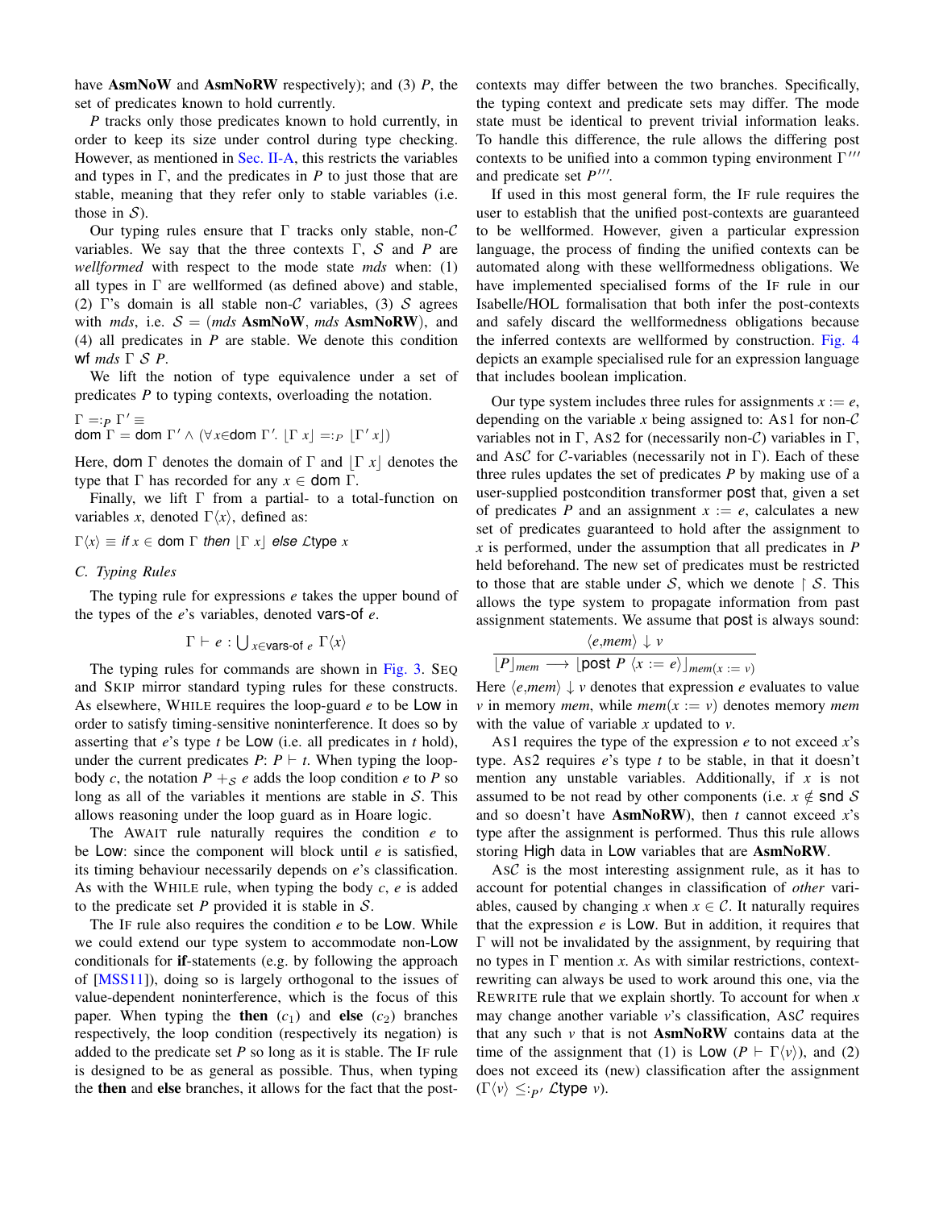have **AsmNoW** and **AsmNoRW** respectively); and (3) $P$, the set of predicates known to hold currently.

$P$ tracks only those predicates known to hold currently, in order to keep its size under control during type checking. However, as mentioned in Sec. II-A, this restricts the variables and types in $\Gamma$, and the predicates in $P$ to just those that are stable, meaning that they refer only to stable variables (i.e. those in $\mathcal{S}$).

Our typing rules ensure that $\Gamma$ tracks only stable, non-$\mathcal{C}$ variables. We say that the three contexts $\Gamma$, $\mathcal{S}$ and $P$ are *wellformed* with respect to the mode state *mds* when: (1) all types in $\Gamma$ are wellformed (as defined above) and stable, (2) $\Gamma$'s domain is all stable non-$\mathcal{C}$ variables, (3) $\mathcal{S}$ agrees with *mds*, i.e. $\mathcal{S} = (\mathit{mds}\ \textbf{AsmNoW}, \mathit{mds}\ \textbf{AsmNoRW})$, and (4) all predicates in $P$ are stable. We denote this condition $\mathsf{wf}\ \mathit{mds}\ \Gamma\ \mathcal{S}\ P$.

We lift the notion of type equivalence under a set of predicates $P$ to typing contexts, overloading the notation.

$$\Gamma =:_P \Gamma' \equiv$$
$$\mathsf{dom}\ \Gamma = \mathsf{dom}\ \Gamma' \wedge (\forall x{\in}\mathsf{dom}\ \Gamma'.\ \lfloor \Gamma\ x \rfloor =:_P \lfloor \Gamma'\ x \rfloor)$$

Here, $\mathsf{dom}\ \Gamma$ denotes the domain of $\Gamma$ and $\lfloor \Gamma\ x \rfloor$ denotes the type that $\Gamma$ has recorded for any $x \in \mathsf{dom}\ \Gamma$.

Finally, we lift $\Gamma$ from a partial- to a total-function on variables $x$, denoted $\Gamma\langle x\rangle$, defined as:

$$\Gamma\langle x\rangle \equiv \mathit{if}\ x \in \mathsf{dom}\ \Gamma\ \mathit{then}\ \lfloor \Gamma\ x \rfloor\ \mathit{else}\ \mathcal{L}\mathsf{type}\ x$$

### C. Typing Rules

The typing rule for expressions $e$ takes the upper bound of the types of the $e$'s variables, denoted $\mathsf{vars\text{-}of}\ e$.

$$\Gamma \vdash e : \bigcup_{x \in \mathsf{vars\text{-}of}\ e} \Gamma\langle x\rangle$$

The typing rules for commands are shown in Fig. 3. SEQ and SKIP mirror standard typing rules for these constructs. As elsewhere, WHILE requires the loop-guard $e$ to be Low in order to satisfy timing-sensitive noninterference. It does so by asserting that $e$'s type $t$ be Low (i.e. all predicates in $t$ hold), under the current predicates $P$: $P \vdash t$. When typing the loop-body $c$, the notation $P +_{\mathcal{S}} e$ adds the loop condition $e$ to $P$ so long as all of the variables it mentions are stable in $\mathcal{S}$. This allows reasoning under the loop guard as in Hoare logic.

The AWAIT rule naturally requires the condition $e$ to be Low: since the component will block until $e$ is satisfied, its timing behaviour necessarily depends on $e$'s classification. As with the WHILE rule, when typing the body $c$, $e$ is added to the predicate set $P$ provided it is stable in $\mathcal{S}$.

The IF rule also requires the condition $e$ to be Low. While we could extend our type system to accommodate non-Low conditionals for **if**-statements (e.g. by following the approach of [MSS11]), doing so is largely orthogonal to the issues of value-dependent noninterference, which is the focus of this paper. When typing the **then** ($c_1$) and **else** ($c_2$) branches respectively, the loop condition (respectively its negation) is added to the predicate set $P$ so long as it is stable. The IF rule is designed to be as general as possible. Thus, when typing the **then** and **else** branches, it allows for the fact that the post-contexts may differ between the two branches. Specifically, the typing context and predicate sets may differ. The mode state must be identical to prevent trivial information leaks. To handle this difference, the rule allows the differing post contexts to be unified into a common typing environment $\Gamma'''$ and predicate set $P'''$.

If used in this most general form, the IF rule requires the user to establish that the unified post-contexts are guaranteed to be wellformed. However, given a particular expression language, the process of finding the unified contexts can be automated along with these wellformedness obligations. We have implemented specialised forms of the IF rule in our Isabelle/HOL formalisation that both infer the post-contexts and safely discard the wellformedness obligations because the inferred contexts are wellformed by construction. Fig. 4 depicts an example specialised rule for an expression language that includes boolean implication.

Our type system includes three rules for assignments $x := e$, depending on the variable $x$ being assigned to: AS1 for non-$\mathcal{C}$ variables not in $\Gamma$, AS2 for (necessarily non-$\mathcal{C}$) variables in $\Gamma$, and AS$\mathcal{C}$ for $\mathcal{C}$-variables (necessarily not in $\Gamma$). Each of these three rules updates the set of predicates $P$ by making use of a user-supplied postcondition transformer $\mathsf{post}$ that, given a set of predicates $P$ and an assignment $x := e$, calculates a new set of predicates guaranteed to hold after the assignment to $x$ is performed, under the assumption that all predicates in $P$ held beforehand. The new set of predicates must be restricted to those that are stable under $\mathcal{S}$, which we denote $\restriction \mathcal{S}$. This allows the type system to propagate information from past assignment statements. We assume that $\mathsf{post}$ is always sound:

$$\frac{\langle e, \mathit{mem}\rangle \downarrow v}{\lfloor P \rfloor_{\mathit{mem}} \longrightarrow \lfloor \mathsf{post}\ P\ \langle x := e\rangle \rfloor_{\mathit{mem}(x := v)}}$$

Here $\langle e, \mathit{mem}\rangle \downarrow v$ denotes that expression $e$ evaluates to value $v$ in memory *mem*, while $\mathit{mem}(x := v)$ denotes memory *mem* with the value of variable $x$ updated to $v$.

AS1 requires the type of the expression $e$ to not exceed $x$'s type. AS2 requires $e$'s type $t$ to be stable, in that it doesn't mention any unstable variables. Additionally, if $x$ is not assumed to be not read by other components (i.e. $x \notin \mathsf{snd}\ \mathcal{S}$ and so doesn't have **AsmNoRW**), then $t$ cannot exceed $x$'s type after the assignment is performed. Thus this rule allows storing High data in Low variables that are **AsmNoRW**.

AS$\mathcal{C}$ is the most interesting assignment rule, as it has to account for potential changes in classification of *other* variables, caused by changing $x$ when $x \in \mathcal{C}$. It naturally requires that the expression $e$ is Low. But in addition, it requires that $\Gamma$ will not be invalidated by the assignment, by requiring that no types in $\Gamma$ mention $x$. As with similar restrictions, context-rewriting can always be used to work around this one, via the REWRITE rule that we explain shortly. To account for when $x$ may change another variable $v$'s classification, AS$\mathcal{C}$ requires that any such $v$ that is not **AsmNoRW** contains data at the time of the assignment that (1) is Low ($P \vdash \Gamma\langle v\rangle$), and (2) does not exceed its (new) classification after the assignment ($\Gamma\langle v\rangle \leq:_{P'} \mathcal{L}\mathsf{type}\ v$).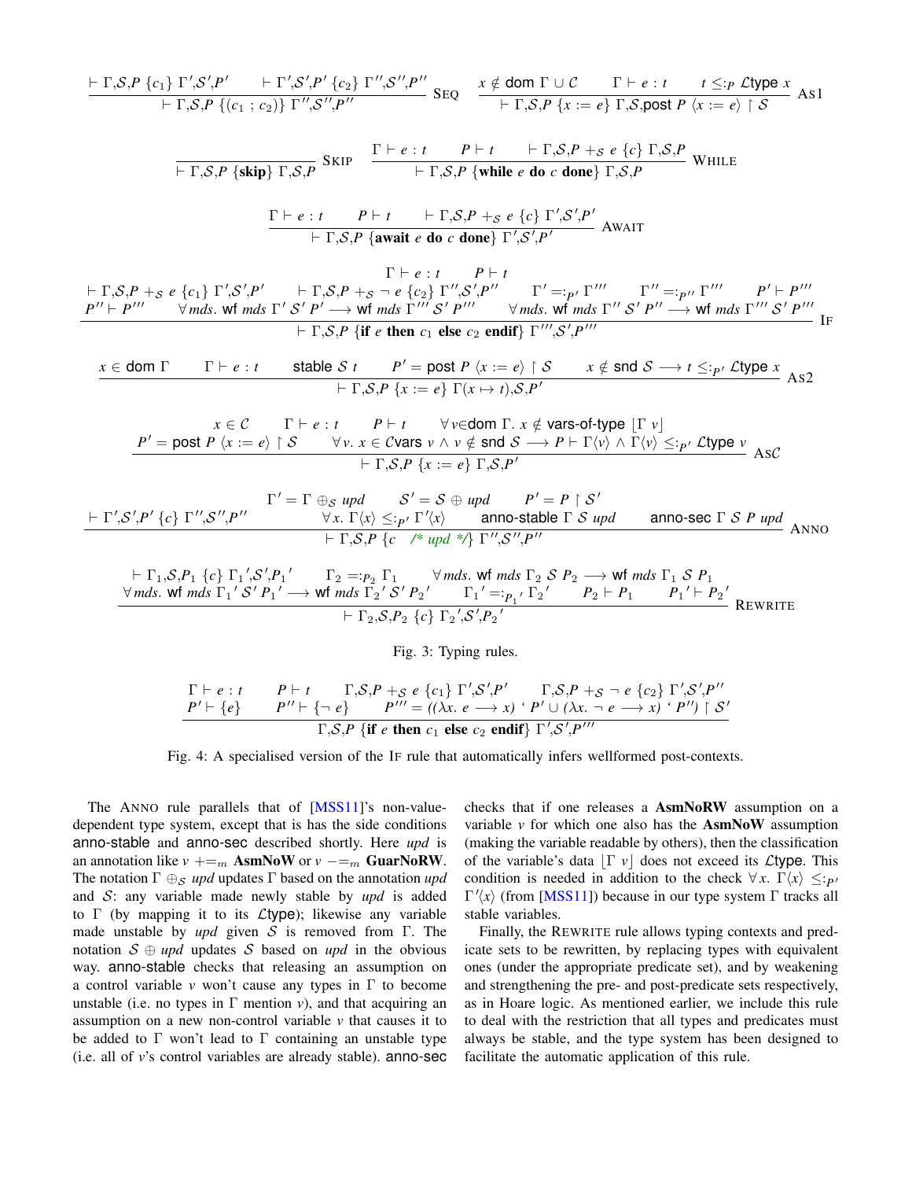$$\frac{\vdash \Gamma,\mathcal{S},P\ \{c_1\}\ \Gamma',\mathcal{S}',P' \qquad \vdash \Gamma',\mathcal{S}',P'\ \{c_2\}\ \Gamma'',\mathcal{S}'',P''}{\vdash \Gamma,\mathcal{S},P\ \{(c_1\ ;\ c_2)\}\ \Gamma'',\mathcal{S}'',P''}\ \textsc{Seq} \qquad \frac{x \notin \mathsf{dom}\ \Gamma \cup \mathcal{C} \qquad \Gamma \vdash e : t \qquad t \leq:_P \mathcal{L}\mathsf{type}\ x}{\vdash \Gamma,\mathcal{S},P\ \{x := e\}\ \Gamma,\mathcal{S},\mathsf{post}\ P\ \langle x := e\rangle \restriction \mathcal{S}}\ \textsc{As1}$$

$$\frac{}{\vdash \Gamma,\mathcal{S},P\ \{\mathbf{skip}\}\ \Gamma,\mathcal{S},P}\ \textsc{Skip} \qquad \frac{\Gamma \vdash e : t \qquad P \vdash t \qquad \vdash \Gamma,\mathcal{S},P +_{\mathcal{S}} e\ \{c\}\ \Gamma,\mathcal{S},P}{\vdash \Gamma,\mathcal{S},P\ \{\mathbf{while}\ e\ \mathbf{do}\ c\ \mathbf{done}\}\ \Gamma,\mathcal{S},P}\ \textsc{While}$$

$$\frac{\Gamma \vdash e : t \qquad P \vdash t \qquad \vdash \Gamma,\mathcal{S},P +_{\mathcal{S}} e\ \{c\}\ \Gamma',\mathcal{S}',P'}{\vdash \Gamma,\mathcal{S},P\ \{\mathbf{await}\ e\ \mathbf{do}\ c\ \mathbf{done}\}\ \Gamma',\mathcal{S}',P'}\ \textsc{Await}$$

$$\frac{\begin{array}{c}\Gamma \vdash e : t \qquad P \vdash t \\ \vdash \Gamma,\mathcal{S},P +_{\mathcal{S}} e\ \{c_1\}\ \Gamma',\mathcal{S}',P' \qquad \vdash \Gamma,\mathcal{S},P +_{\mathcal{S}} \neg\ e\ \{c_2\}\ \Gamma'',\mathcal{S}',P'' \qquad \Gamma' =:_{P'} \Gamma''' \qquad \Gamma'' =:_{P''} \Gamma''' \qquad P' \vdash P''' \\ P'' \vdash P''' \qquad \forall mds.\ \mathsf{wf}\ mds\ \Gamma'\ \mathcal{S}'\ P' \longrightarrow \mathsf{wf}\ mds\ \Gamma'''\ \mathcal{S}'\ P''' \qquad \forall mds.\ \mathsf{wf}\ mds\ \Gamma''\ \mathcal{S}'\ P'' \longrightarrow \mathsf{wf}\ mds\ \Gamma'''\ \mathcal{S}'\ P'''\end{array}}{\vdash \Gamma,\mathcal{S},P\ \{\mathbf{if}\ e\ \mathbf{then}\ c_1\ \mathbf{else}\ c_2\ \mathbf{endif}\}\ \Gamma''',\mathcal{S}',P'''}\ \textsc{If}$$

$$\frac{x \in \mathsf{dom}\ \Gamma \qquad \Gamma \vdash e : t \qquad \mathsf{stable}\ \mathcal{S}\ t \qquad P' = \mathsf{post}\ P\ \langle x := e\rangle \restriction \mathcal{S} \qquad x \notin \mathsf{snd}\ \mathcal{S} \longrightarrow t \leq:_{P'} \mathcal{L}\mathsf{type}\ x}{\vdash \Gamma,\mathcal{S},P\ \{x := e\}\ \Gamma(x \mapsto t),\mathcal{S},P'}\ \textsc{As2}$$

$$\frac{\begin{array}{c}x \in \mathcal{C} \qquad \Gamma \vdash e : t \qquad P \vdash t \qquad \forall v{\in}\mathsf{dom}\ \Gamma.\ x \notin \mathsf{vars\text{-}of\text{-}type}\ \lfloor \Gamma\ v \rfloor \\ P' = \mathsf{post}\ P\ \langle x := e\rangle \restriction \mathcal{S} \qquad \forall v.\ x \in \mathcal{C}\mathsf{vars}\ v \wedge v \notin \mathsf{snd}\ \mathcal{S} \longrightarrow P \vdash \Gamma\langle v\rangle \wedge \Gamma\langle v\rangle \leq:_{P'} \mathcal{L}\mathsf{type}\ v\end{array}}{\vdash \Gamma,\mathcal{S},P\ \{x := e\}\ \Gamma,\mathcal{S},P'}\ \textsc{As}\mathcal{C}$$

$$\frac{\vdash \Gamma',\mathcal{S}',P'\ \{c\}\ \Gamma'',\mathcal{S}'',P'' \qquad \begin{array}{c}\Gamma' = \Gamma \oplus_{\mathcal{S}} upd \qquad \mathcal{S}' = \mathcal{S} \oplus upd \qquad P' = P \restriction \mathcal{S}' \\ \forall x.\ \Gamma\langle x\rangle \leq:_{P'} \Gamma'\langle x\rangle \qquad \mathsf{anno\text{-}stable}\ \Gamma\ \mathcal{S}\ upd \qquad \mathsf{anno\text{-}sec}\ \Gamma\ \mathcal{S}\ P\ upd\end{array}}{\vdash \Gamma,\mathcal{S},P\ \{c\quad /\!*\ upd\ *\!/\}\ \Gamma'',\mathcal{S}'',P''}\ \textsc{Anno}$$

$$\frac{\begin{array}{c}\vdash \Gamma_1,\mathcal{S},P_1\ \{c\}\ \Gamma_1{}',\mathcal{S}',P_1{}' \qquad \Gamma_2 =:_{P_2} \Gamma_1 \qquad \forall mds.\ \mathsf{wf}\ mds\ \Gamma_2\ \mathcal{S}\ P_2 \longrightarrow \mathsf{wf}\ mds\ \Gamma_1\ \mathcal{S}\ P_1 \\ \forall mds.\ \mathsf{wf}\ mds\ \Gamma_1{}'\ \mathcal{S}'\ P_1{}' \longrightarrow \mathsf{wf}\ mds\ \Gamma_2{}'\ \mathcal{S}'\ P_2{}' \qquad \Gamma_1{}' =:_{P_1{}'} \Gamma_2{}' \qquad P_2 \vdash P_1 \qquad P_1{}' \vdash P_2{}'\end{array}}{\vdash \Gamma_2,\mathcal{S},P_2\ \{c\}\ \Gamma_2{}',\mathcal{S}',P_2{}'}\ \textsc{Rewrite}$$

Fig. 3: Typing rules.

$$\frac{\begin{array}{c}\Gamma \vdash e : t \qquad P \vdash t \qquad \Gamma,\mathcal{S},P +_{\mathcal{S}} e\ \{c_1\}\ \Gamma',\mathcal{S}',P' \qquad \Gamma,\mathcal{S},P +_{\mathcal{S}} \neg\ e\ \{c_2\}\ \Gamma',\mathcal{S}',P'' \\ P' \vdash \{e\} \qquad P'' \vdash \{\neg\ e\} \qquad P''' = ((\lambda x.\ e \longrightarrow x)\ `\ P' \cup (\lambda x.\ \neg\ e \longrightarrow x)\ `\ P'') \restriction \mathcal{S}'\end{array}}{\Gamma,\mathcal{S},P\ \{\mathbf{if}\ e\ \mathbf{then}\ c_1\ \mathbf{else}\ c_2\ \mathbf{endif}\}\ \Gamma',\mathcal{S}',P'''}$$

Fig. 4: A specialised version of the If rule that automatically infers wellformed post-contexts.

The Anno rule parallels that of [MSS11]'s non-value-dependent type system, except that is has the side conditions anno-stable and anno-sec described shortly. Here *upd* is an annotation like $v +\!\!=_m$ **AsmNoW** or $v -\!\!=_m$ **GuarNoRW**. The notation $\Gamma \oplus_{\mathcal{S}} upd$ updates $\Gamma$ based on the annotation *upd* and $\mathcal{S}$: any variable made newly stable by *upd* is added to $\Gamma$ (by mapping it to its $\mathcal{L}$type); likewise any variable made unstable by *upd* given $\mathcal{S}$ is removed from $\Gamma$. The notation $\mathcal{S} \oplus upd$ updates $\mathcal{S}$ based on *upd* in the obvious way. anno-stable checks that releasing an assumption on a control variable $v$ won't cause any types in $\Gamma$ to become unstable (i.e. no types in $\Gamma$ mention $v$), and that acquiring an assumption on a new non-control variable $v$ that causes it to be added to $\Gamma$ won't lead to $\Gamma$ containing an unstable type (i.e. all of $v$'s control variables are already stable). anno-sec checks that if one releases a **AsmNoRW** assumption on a variable $v$ for which one also has the **AsmNoW** assumption (making the variable readable by others), then the classification of the variable's data $\lfloor \Gamma\ v \rfloor$ does not exceed its $\mathcal{L}$type. This condition is needed in addition to the check $\forall x.\ \Gamma\langle x\rangle \leq:_{P'} \Gamma'\langle x\rangle$ (from [MSS11]) because in our type system $\Gamma$ tracks all stable variables.

Finally, the Rewrite rule allows typing contexts and predicate sets to be rewritten, by replacing types with equivalent ones (under the appropriate predicate set), and by weakening and strengthening the pre- and post-predicate sets respectively, as in Hoare logic. As mentioned earlier, we include this rule to deal with the restriction that all types and predicates must always be stable, and the type system has been designed to facilitate the automatic application of this rule.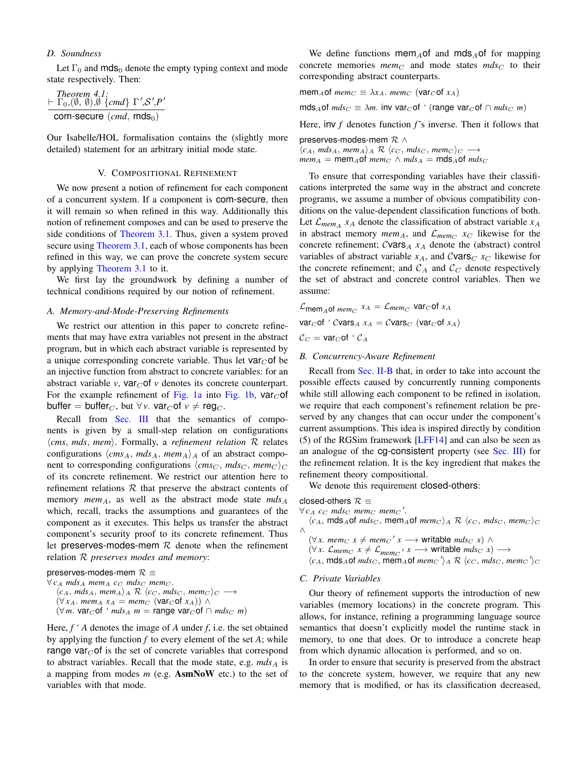### D. Soundness

Let $\Gamma_0$ and $\mathsf{mds}_0$ denote the empty typing context and mode state respectively. Then:

*Theorem 4.1:*

$$\frac{\vdash \Gamma_0, (\emptyset, \emptyset), \emptyset \; \{cmd\} \; \Gamma', \mathcal{S}', P'}{\mathsf{com\text{-}secure}\ (cmd,\ \mathsf{mds}_0)}$$

Our Isabelle/HOL formalisation contains the (slightly more detailed) statement for an arbitrary initial mode state.

## V. Compositional Refinement

We now present a notion of refinement for each component of a concurrent system. If a component is com-secure, then it will remain so when refined in this way. Additionally this notion of refinement composes and can be used to preserve the side conditions of Theorem 3.1. Thus, given a system proved secure using Theorem 3.1, each of whose components has been refined in this way, we can prove the concrete system secure by applying Theorem 3.1 to it.

We first lay the groundwork by defining a number of technical conditions required by our notion of refinement.

### A. Memory-and-Mode-Preserving Refinements

We restrict our attention in this paper to concrete refinements that may have extra variables not present in the abstract program, but in which each abstract variable is represented by a unique corresponding concrete variable. Thus let $\mathsf{var}_C\mathsf{of}$ be an injective function from abstract to concrete variables: for an abstract variable $v$, $\mathsf{var}_C\mathsf{of}\ v$ denotes its concrete counterpart. For the example refinement of Fig. 1a into Fig. 1b, $\mathsf{var}_C\mathsf{of}\ \mathsf{buffer} = \mathsf{buffer}_C$, but $\forall v.\ \mathsf{var}_C\mathsf{of}\ v \neq \mathsf{reg}_C$.

Recall from Sec. III that the semantics of components is given by a small-step relation on configurations $\langle cms,\ mds,\ mem\rangle$. Formally, a *refinement relation* $\mathcal{R}$ relates configurations $\langle cms_A,\ mds_A,\ mem_A\rangle_A$ of an abstract component to corresponding configurations $\langle cms_C,\ mds_C,\ mem_C\rangle_C$ of its concrete refinement. We restrict our attention here to refinement relations $\mathcal{R}$ that preserve the abstract contents of memory $mem_A$, as well as the abstract mode state $mds_A$ which, recall, tracks the assumptions and guarantees of the component as it executes. This helps us transfer the abstract component's security proof to its concrete refinement. Thus let preserves-modes-mem $\mathcal{R}$ denote when the refinement relation $\mathcal{R}$ *preserves modes and memory*:

$$\begin{array}{l}
\mathsf{preserves\text{-}modes\text{-}mem}\ \mathcal{R} \equiv \\
\forall c_A\ mds_A\ mem_A\ c_C\ mds_C\ mem_C. \\
\quad \langle c_A,\ mds_A,\ mem_A\rangle_A\ \mathcal{R}\ \langle c_C,\ mds_C,\ mem_C\rangle_C \longrightarrow \\
\quad (\forall x_A.\ mem_A\ x_A = mem_C\ (\mathsf{var}_C\mathsf{of}\ x_A)) \wedge \\
\quad (\forall m.\ \mathsf{var}_C\mathsf{of}\ \text{`}\ mds_A\ m = \mathsf{range}\ \mathsf{var}_C\mathsf{of} \cap mds_C\ m)
\end{array}$$

Here, $f\ \text{`}\ A$ denotes the image of $A$ under $f$, i.e. the set obtained by applying the function $f$ to every element of the set $A$; while range $\mathsf{var}_C\mathsf{of}$ is the set of concrete variables that correspond to abstract variables. Recall that the mode state, e.g. $mds_A$ is a mapping from modes $m$ (e.g. **AsmNoW** etc.) to the set of variables with that mode.

We define functions $\mathsf{mem}_A\mathsf{of}$ and $\mathsf{mds}_A\mathsf{of}$ for mapping concrete memories $mem_C$ and mode states $mds_C$ to their corresponding abstract counterparts.

$$\mathsf{mem}_A\mathsf{of}\ mem_C \equiv \lambda x_A.\ mem_C\ (\mathsf{var}_C\mathsf{of}\ x_A)$$

$$\mathsf{mds}_A\mathsf{of}\ mds_C \equiv \lambda m.\ \mathsf{inv}\ \mathsf{var}_C\mathsf{of}\ \text{`}\ (\mathsf{range}\ \mathsf{var}_C\mathsf{of} \cap mds_C\ m)$$

Here, $\mathsf{inv}\ f$ denotes function $f$'s inverse. Then it follows that

$$\begin{array}{l}
\mathsf{preserves\text{-}modes\text{-}mem}\ \mathcal{R} \wedge \\
\langle c_A,\ mds_A,\ mem_A\rangle_A\ \mathcal{R}\ \langle c_C,\ mds_C,\ mem_C\rangle_C \longrightarrow \\
mem_A = \mathsf{mem}_A\mathsf{of}\ mem_C \wedge mds_A = \mathsf{mds}_A\mathsf{of}\ mds_C
\end{array}$$

To ensure that corresponding variables have their classifications interpreted the same way in the abstract and concrete programs, we assume a number of obvious compatibility conditions on the value-dependent classification functions of both. Let $\mathcal{L}_{mem_A}\ x_A$ denote the classification of abstract variable $x_A$ in abstract memory $mem_A$, and $\mathcal{L}_{mem_C}\ x_C$ likewise for the concrete refinement; $\mathcal{C}\mathsf{vars}_A\ x_A$ denote the (abstract) control variables of abstract variable $x_A$, and $\mathcal{C}\mathsf{vars}_C\ x_C$ likewise for the concrete refinement; and $\mathcal{C}_A$ and $\mathcal{C}_C$ denote respectively the set of abstract and concrete control variables. Then we assume:

$$\mathcal{L}_{\mathsf{mem}_A\mathsf{of}\ mem_C}\ x_A = \mathcal{L}_{mem_C}\ \mathsf{var}_C\mathsf{of}\ x_A$$

$$\mathsf{var}_C\mathsf{of}\ \text{`}\ \mathcal{C}\mathsf{vars}_A\ x_A = \mathcal{C}\mathsf{vars}_C\ (\mathsf{var}_C\mathsf{of}\ x_A)$$

$$\mathcal{C}_C = \mathsf{var}_C\mathsf{of}\ \text{`}\ \mathcal{C}_A$$

### B. Concurrency-Aware Refinement

Recall from Sec. II-B that, in order to take into account the possible effects caused by concurrently running components while still allowing each component to be refined in isolation, we require that each component's refinement relation be preserved by any changes that can occur under the component's current assumptions. This idea is inspired directly by condition (5) of the RGSim framework [LFF14] and can also be seen as an analogue of the cg-consistent property (see Sec. III) for the refinement relation. It is the key ingredient that makes the refinement theory compositional.

We denote this requirement closed-others:

$$\begin{array}{l}
\mathsf{closed\text{-}others}\ \mathcal{R} \equiv \\
\forall c_A\ c_C\ mds_C\ mem_C\ mem_C{}'. \\
\quad \langle c_A,\ \mathsf{mds}_A\mathsf{of}\ mds_C,\ \mathsf{mem}_A\mathsf{of}\ mem_C\rangle_A\ \mathcal{R}\ \langle c_C,\ mds_C,\ mem_C\rangle_C \\
\wedge \\
\quad (\forall x.\ mem_C\ x \neq mem_C{}'\ x \longrightarrow \mathsf{writable}\ mds_C\ x) \wedge \\
\quad (\forall x.\ \mathcal{L}_{mem_C}\ x \neq \mathcal{L}_{mem_C{}'}\ x \longrightarrow \mathsf{writable}\ mds_C\ x) \longrightarrow \\
\quad \langle c_A,\ \mathsf{mds}_A\mathsf{of}\ mds_C,\ \mathsf{mem}_A\mathsf{of}\ mem_C{}'\rangle_A\ \mathcal{R}\ \langle c_C,\ mds_C,\ mem_C{}'\rangle_C
\end{array}$$

### C. Private Variables

Our theory of refinement supports the introduction of new variables (memory locations) in the concrete program. This allows, for instance, refining a programming language source semantics that doesn't explicitly model the runtime stack in memory, to one that does. Or to introduce a concrete heap from which dynamic allocation is performed, and so on.

In order to ensure that security is preserved from the abstract to the concrete system, however, we require that any new memory that is modified, or has its classification decreased,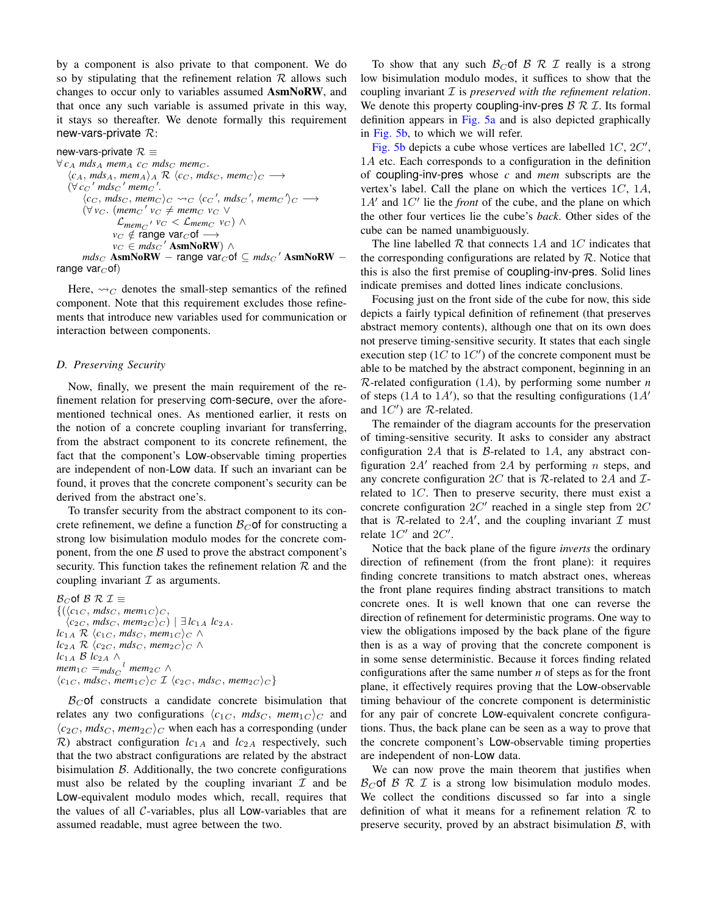by a component is also private to that component. We do so by stipulating that the refinement relation $\mathcal{R}$ allows such changes to occur only to variables assumed **AsmNoRW**, and that once any such variable is assumed private in this way, it stays so thereafter. We denote formally this requirement new-vars-private $\mathcal{R}$:

$$
\begin{array}{l}
\text{new-vars-private } \mathcal{R} \equiv \\
\forall\, c_A\ \mathit{mds}_A\ \mathit{mem}_A\ c_C\ \mathit{mds}_C\ \mathit{mem}_C. \\
\quad \langle c_A, \mathit{mds}_A, \mathit{mem}_A\rangle_A\ \mathcal{R}\ \langle c_C, \mathit{mds}_C, \mathit{mem}_C\rangle_C \longrightarrow \\
\quad (\forall\, c_C{}'\ \mathit{mds}_C{}'\ \mathit{mem}_C{}'. \\
\qquad \langle c_C, \mathit{mds}_C, \mathit{mem}_C\rangle_C \leadsto_C \langle c_C{}', \mathit{mds}_C{}', \mathit{mem}_C{}'\rangle_C \longrightarrow \\
\qquad (\forall\, v_C.\ (\mathit{mem}_C{}'\ v_C \neq \mathit{mem}_C\ v_C \vee \\
\qquad\qquad \mathcal{L}_{\mathit{mem}_C{}'}\ v_C < \mathcal{L}_{\mathit{mem}_C}\ v_C) \wedge \\
\qquad\qquad v_C \notin \text{range var}_C\text{of} \longrightarrow \\
\qquad\qquad v_C \in \mathit{mds}_C{}'\ \textbf{AsmNoRW}) \wedge \\
\qquad \mathit{mds}_C\ \textbf{AsmNoRW} - \text{range var}_C\text{of} \subseteq \mathit{mds}_C{}'\ \textbf{AsmNoRW} - \\
\text{range var}_C\text{of})
\end{array}
$$

Here, $\leadsto_C$ denotes the small-step semantics of the refined component. Note that this requirement excludes those refinements that introduce new variables used for communication or interaction between components.

### D. Preserving Security

Now, finally, we present the main requirement of the refinement relation for preserving com-secure, over the aforementioned technical ones. As mentioned earlier, it rests on the notion of a concrete coupling invariant for transferring, from the abstract component to its concrete refinement, the fact that the component's Low-observable timing properties are independent of non-Low data. If such an invariant can be found, it proves that the concrete component's security can be derived from the abstract one's.

To transfer security from the abstract component to its concrete refinement, we define a function $\mathcal{B}_C$of for constructing a strong low bisimulation modulo modes for the concrete component, from the one $\mathcal{B}$ used to prove the abstract component's security. This function takes the refinement relation $\mathcal{R}$ and the coupling invariant $\mathcal{I}$ as arguments.

$$
\begin{array}{l}
\mathcal{B}_C\text{of } \mathcal{B}\ \mathcal{R}\ \mathcal{I} \equiv \\
\{(\langle c_{1C}, \mathit{mds}_C, \mathit{mem}_{1C}\rangle_C, \\
\quad \langle c_{2C}, \mathit{mds}_C, \mathit{mem}_{2C}\rangle_C) \mid \exists\, lc_{1A}\ lc_{2A}. \\
lc_{1A}\ \mathcal{R}\ \langle c_{1C}, \mathit{mds}_C, \mathit{mem}_{1C}\rangle_C \wedge \\
lc_{2A}\ \mathcal{R}\ \langle c_{2C}, \mathit{mds}_C, \mathit{mem}_{2C}\rangle_C \wedge \\
lc_{1A}\ \mathcal{B}\ lc_{2A} \wedge \\
\mathit{mem}_{1C} =_{\mathit{mds}_C}{}^{l}\ \mathit{mem}_{2C} \wedge \\
\langle c_{1C}, \mathit{mds}_C, \mathit{mem}_{1C}\rangle_C\ \mathcal{I}\ \langle c_{2C}, \mathit{mds}_C, \mathit{mem}_{2C}\rangle_C\}
\end{array}
$$

$\mathcal{B}_C$of constructs a candidate concrete bisimulation that relates any two configurations $\langle c_{1C}, \mathit{mds}_C, \mathit{mem}_{1C}\rangle_C$ and $\langle c_{2C}, \mathit{mds}_C, \mathit{mem}_{2C}\rangle_C$ when each has a corresponding (under $\mathcal{R}$) abstract configuration $lc_{1A}$ and $lc_{2A}$ respectively, such that the two abstract configurations are related by the abstract bisimulation $\mathcal{B}$. Additionally, the two concrete configurations must also be related by the coupling invariant $\mathcal{I}$ and be Low-equivalent modulo modes which, recall, requires that the values of all $\mathcal{C}$-variables, plus all Low-variables that are assumed readable, must agree between the two.

To show that any such $\mathcal{B}_C$of $\mathcal{B}\ \mathcal{R}\ \mathcal{I}$ really is a strong low bisimulation modulo modes, it suffices to show that the coupling invariant $\mathcal{I}$ is *preserved with the refinement relation*. We denote this property coupling-inv-pres $\mathcal{B}\ \mathcal{R}\ \mathcal{I}$. Its formal definition appears in Fig. 5a and is also depicted graphically in Fig. 5b, to which we will refer.

Fig. 5b depicts a cube whose vertices are labelled $1C$, $2C'$, $1A$ etc. Each corresponds to a configuration in the definition of coupling-inv-pres whose $c$ and *mem* subscripts are the vertex's label. Call the plane on which the vertices $1C$, $1A$, $1A'$ and $1C'$ lie the *front* of the cube, and the plane on which the other four vertices lie the cube's *back*. Other sides of the cube can be named unambiguously.

The line labelled $\mathcal{R}$ that connects $1A$ and $1C$ indicates that the corresponding configurations are related by $\mathcal{R}$. Notice that this is also the first premise of coupling-inv-pres. Solid lines indicate premises and dotted lines indicate conclusions.

Focusing just on the front side of the cube for now, this side depicts a fairly typical definition of refinement (that preserves abstract memory contents), although one that on its own does not preserve timing-sensitive security. It states that each single execution step ($1C$ to $1C'$) of the concrete component must be able to be matched by the abstract component, beginning in an $\mathcal{R}$-related configuration ($1A$), by performing some number $n$ of steps ($1A$ to $1A'$), so that the resulting configurations ($1A'$ and $1C'$) are $\mathcal{R}$-related.

The remainder of the diagram accounts for the preservation of timing-sensitive security. It asks to consider any abstract configuration $2A$ that is $\mathcal{B}$-related to $1A$, any abstract configuration $2A'$ reached from $2A$ by performing $n$ steps, and any concrete configuration $2C$ that is $\mathcal{R}$-related to $2A$ and $\mathcal{I}$-related to $1C$. Then to preserve security, there must exist a concrete configuration $2C'$ reached in a single step from $2C$ that is $\mathcal{R}$-related to $2A'$, and the coupling invariant $\mathcal{I}$ must relate $1C'$ and $2C'$.

Notice that the back plane of the figure *inverts* the ordinary direction of refinement (from the front plane): it requires finding concrete transitions to match abstract ones, whereas the front plane requires finding abstract transitions to match concrete ones. It is well known that one can reverse the direction of refinement for deterministic programs. One way to view the obligations imposed by the back plane of the figure then is as a way of proving that the concrete component is in some sense deterministic. Because it forces finding related configurations after the same number $n$ of steps as for the front plane, it effectively requires proving that the Low-observable timing behaviour of the concrete component is deterministic for any pair of concrete Low-equivalent concrete configurations. Thus, the back plane can be seen as a way to prove that the concrete component's Low-observable timing properties are independent of non-Low data.

We can now prove the main theorem that justifies when $\mathcal{B}_C$of $\mathcal{B}\ \mathcal{R}\ \mathcal{I}$ is a strong low bisimulation modulo modes. We collect the conditions discussed so far into a single definition of what it means for a refinement relation $\mathcal{R}$ to preserve security, proved by an abstract bisimulation $\mathcal{B}$, with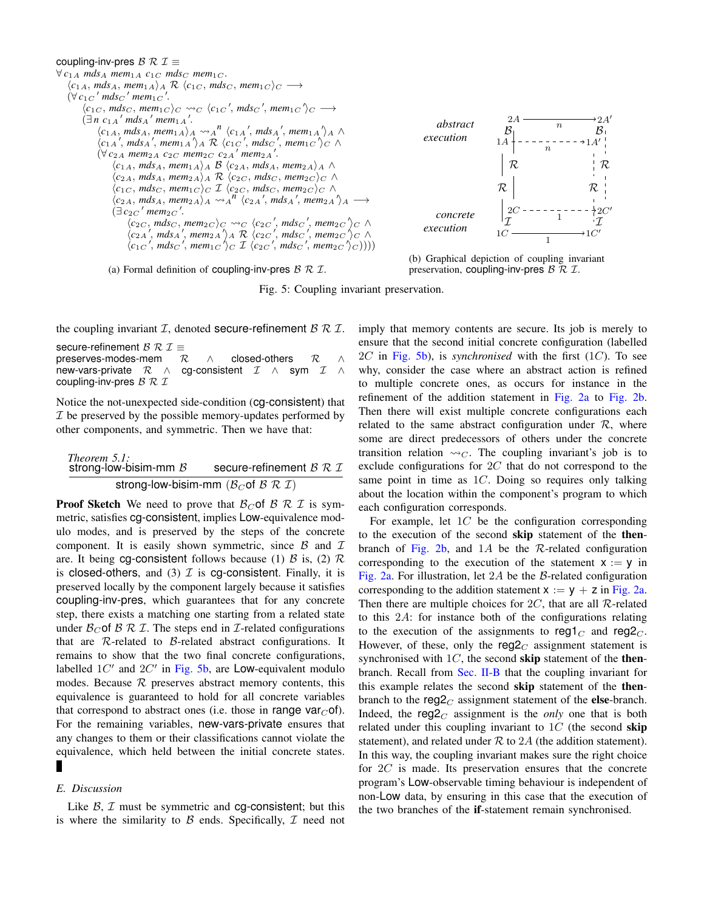$$
\begin{array}{l}
\textsf{coupling-inv-pres}\ \mathcal{B}\ \mathcal{R}\ \mathcal{I} \equiv \\
\forall c_{1A}\ mds_A\ mem_{1A}\ c_{1C}\ mds_C\ mem_{1C}. \\
\quad \langle c_{1A}, mds_A, mem_{1A}\rangle_A\ \mathcal{R}\ \langle c_{1C}, mds_C, mem_{1C}\rangle_C \longrightarrow \\
\quad (\forall c_{1C}'\ mds_C'\ mem_{1C}'. \\
\qquad \langle c_{1C}, mds_C, mem_{1C}\rangle_C \leadsto_C \langle c_{1C}', mds_C', mem_{1C}'\rangle_C \longrightarrow \\
\qquad (\exists n\ c_{1A}'\ mds_A'\ mem_{1A}'. \\
\qquad\quad \langle c_{1A}, mds_A, mem_{1A}\rangle_A \leadsto_A^{\,n} \langle c_{1A}', mds_A', mem_{1A}'\rangle_A\ \wedge \\
\qquad\quad \langle c_{1A}', mds_A', mem_{1A}'\rangle_A\ \mathcal{R}\ \langle c_{1C}', mds_C', mem_{1C}'\rangle_C\ \wedge \\
\qquad\quad (\forall c_{2A}\ mem_{2A}\ c_{2C}\ mem_{2C}\ c_{2A}'\ mem_{2A}'. \\
\qquad\qquad \langle c_{1A}, mds_A, mem_{1A}\rangle_A\ \mathcal{B}\ \langle c_{2A}, mds_A, mem_{2A}\rangle_A\ \wedge \\
\qquad\qquad \langle c_{2A}, mds_A, mem_{2A}\rangle_A\ \mathcal{R}\ \langle c_{2C}, mds_C, mem_{2C}\rangle_C\ \wedge \\
\qquad\qquad \langle c_{1C}, mds_C, mem_{1C}\rangle_C\ \mathcal{I}\ \langle c_{2C}, mds_C, mem_{2C}\rangle_C\ \wedge \\
\qquad\qquad \langle c_{2A}, mds_A, mem_{2A}\rangle_A \leadsto_A^{\,n} \langle c_{2A}', mds_A', mem_{2A}'\rangle_A \longrightarrow \\
\qquad\qquad (\exists c_{2C}'\ mem_{2C}'. \\
\qquad\qquad\quad \langle c_{2C}, mds_C, mem_{2C}\rangle_C \leadsto_C \langle c_{2C}', mds_C', mem_{2C}'\rangle_C\ \wedge \\
\qquad\qquad\quad \langle c_{2A}', mds_A', mem_{2A}'\rangle_A\ \mathcal{R}\ \langle c_{2C}', mds_C', mem_{2C}'\rangle_C\ \wedge \\
\qquad\qquad\quad \langle c_{1C}', mds_C', mem_{1C}'\rangle_C\ \mathcal{I}\ \langle c_{2C}', mds_C', mem_{2C}'\rangle_C))))
\end{array}
$$

(a) Formal definition of coupling-inv-pres $\mathcal{B}\ \mathcal{R}\ \mathcal{I}$.

(b) Graphical depiction of coupling invariant preservation, coupling-inv-pres $\mathcal{B}\ \mathcal{R}\ \mathcal{I}$.

Fig. 5: Coupling invariant preservation.

the coupling invariant $\mathcal{I}$, denoted secure-refinement $\mathcal{B}\ \mathcal{R}\ \mathcal{I}$.

$$
\begin{array}{l}
\textsf{secure-refinement}\ \mathcal{B}\ \mathcal{R}\ \mathcal{I} \equiv \\
\textsf{preserves-modes-mem}\ \mathcal{R}\ \wedge\ \textsf{closed-others}\ \mathcal{R}\ \wedge \\
\textsf{new-vars-private}\ \mathcal{R}\ \wedge\ \textsf{cg-consistent}\ \mathcal{I}\ \wedge\ \textsf{sym}\ \mathcal{I}\ \wedge \\
\textsf{coupling-inv-pres}\ \mathcal{B}\ \mathcal{R}\ \mathcal{I}
\end{array}
$$

Notice the not-unexpected side-condition (cg-consistent) that $\mathcal{I}$ be preserved by the possible memory-updates performed by other components, and symmetric. Then we have that:

*Theorem 5.1:*

$$
\frac{\textsf{strong-low-bisim-mm}\ \mathcal{B} \qquad \textsf{secure-refinement}\ \mathcal{B}\ \mathcal{R}\ \mathcal{I}}{\textsf{strong-low-bisim-mm}\ (\mathcal{B}_C\textsf{of}\ \mathcal{B}\ \mathcal{R}\ \mathcal{I})}
$$

**Proof Sketch** We need to prove that $\mathcal{B}_C$of $\mathcal{B}\ \mathcal{R}\ \mathcal{I}$ is symmetric, satisfies cg-consistent, implies Low-equivalence modulo modes, and is preserved by the steps of the concrete component. It is easily shown symmetric, since $\mathcal{B}$ and $\mathcal{I}$ are. It being cg-consistent follows because (1) $\mathcal{B}$ is, (2) $\mathcal{R}$ is closed-others, and (3) $\mathcal{I}$ is cg-consistent. Finally, it is preserved locally by the component largely because it satisfies coupling-inv-pres, which guarantees that for any concrete step, there exists a matching one starting from a related state under $\mathcal{B}_C$of $\mathcal{B}\ \mathcal{R}\ \mathcal{I}$. The steps end in $\mathcal{I}$-related configurations that are $\mathcal{R}$-related to $\mathcal{B}$-related abstract configurations. It remains to show that the two final concrete configurations, labelled $1C'$ and $2C'$ in Fig. 5b, are Low-equivalent modulo modes. Because $\mathcal{R}$ preserves abstract memory contents, this equivalence is guaranteed to hold for all concrete variables that correspond to abstract ones (i.e. those in range var$_C$of). For the remaining variables, new-vars-private ensures that any changes to them or their classifications cannot violate the equivalence, which held between the initial concrete states. ∎

### E. Discussion

Like $\mathcal{B}$, $\mathcal{I}$ must be symmetric and cg-consistent; but this is where the similarity to $\mathcal{B}$ ends. Specifically, $\mathcal{I}$ need not imply that memory contents are secure. Its job is merely to ensure that the second initial concrete configuration (labelled $2C$ in Fig. 5b), is *synchronised* with the first ($1C$). To see why, consider the case where an abstract action is refined to multiple concrete ones, as occurs for instance in the refinement of the addition statement in Fig. 2a to Fig. 2b. Then there will exist multiple concrete configurations each related to the same abstract configuration under $\mathcal{R}$, where some are direct predecessors of others under the concrete transition relation $\leadsto_C$. The coupling invariant's job is to exclude configurations for $2C$ that do not correspond to the same point in time as $1C$. Doing so requires only talking about the location within the component's program to which each configuration corresponds.

For example, let $1C$ be the configuration corresponding to the execution of the second **skip** statement of the **then**-branch of Fig. 2b, and $1A$ be the $\mathcal{R}$-related configuration corresponding to the execution of the statement x := y in Fig. 2a. For illustration, let $2A$ be the $\mathcal{B}$-related configuration corresponding to the addition statement x := y + z in Fig. 2a. Then there are multiple choices for $2C$, that are all $\mathcal{R}$-related to this $2A$: for instance both of the configurations relating to the execution of the assignments to reg1$_C$ and reg2$_C$. However, of these, only the reg2$_C$ assignment statement is synchronised with $1C$, the second **skip** statement of the **then**-branch. Recall from Sec. II-B that the coupling invariant for this example relates the second **skip** statement of the **then**-branch to the reg2$_C$ assignment statement of the **else**-branch. Indeed, the reg2$_C$ assignment is the *only* one that is both related under this coupling invariant to $1C$ (the second **skip** statement), and related under $\mathcal{R}$ to $2A$ (the addition statement). In this way, the coupling invariant makes sure the right choice for $2C$ is made. Its preservation ensures that the concrete program's Low-observable timing behaviour is independent of non-Low data, by ensuring in this case that the execution of the two branches of the **if**-statement remain synchronised.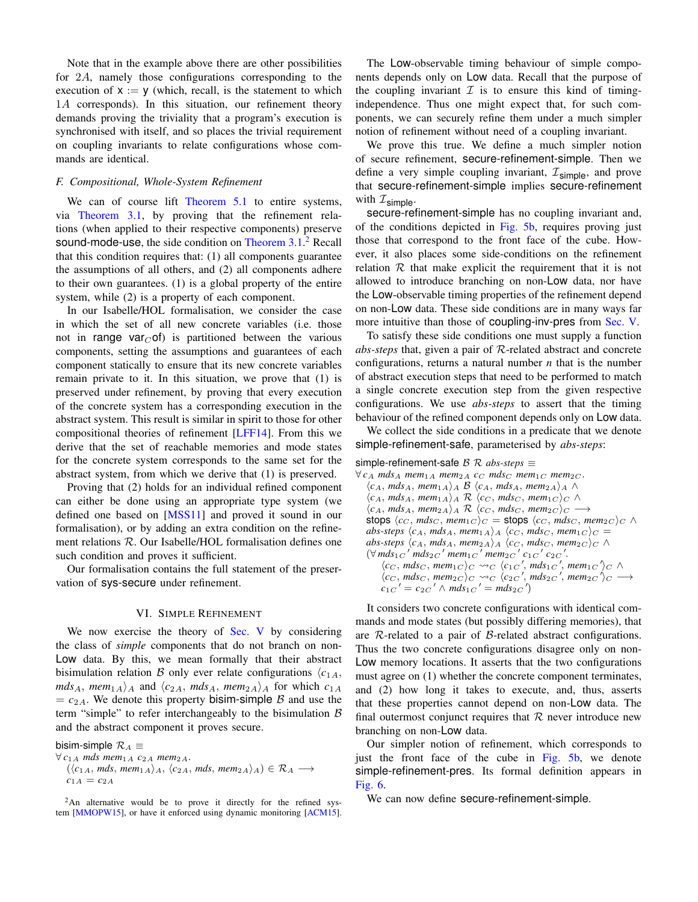Note that in the example above there are other possibilities for $2A$, namely those configurations corresponding to the execution of x := y (which, recall, is the statement to which $1A$ corresponds). In this situation, our refinement theory demands proving the triviality that a program's execution is synchronised with itself, and so places the trivial requirement on coupling invariants to relate configurations whose commands are identical.

### F. Compositional, Whole-System Refinement

We can of course lift Theorem 5.1 to entire systems, via Theorem 3.1, by proving that the refinement relations (when applied to their respective components) preserve sound-mode-use, the side condition on Theorem 3.1.[2] Recall that this condition requires that: (1) all components guarantee the assumptions of all others, and (2) all components adhere to their own guarantees. (1) is a global property of the entire system, while (2) is a property of each component.

In our Isabelle/HOL formalisation, we consider the case in which the set of all new concrete variables (i.e. those not in range $\mathsf{var}_C\mathsf{of}$) is partitioned between the various components, setting the assumptions and guarantees of each component statically to ensure that its new concrete variables remain private to it. In this situation, we prove that (1) is preserved under refinement, by proving that every execution of the concrete system has a corresponding execution in the abstract system. This result is similar in spirit to those for other compositional theories of refinement [LFF14]. From this we derive that the set of reachable memories and mode states for the concrete system corresponds to the same set for the abstract system, from which we derive that (1) is preserved.

Proving that (2) holds for an individual refined component can either be done using an appropriate type system (we defined one based on [MSS11] and proved it sound in our formalisation), or by adding an extra condition on the refinement relations $\mathcal{R}$. Our Isabelle/HOL formalisation defines one such condition and proves it sufficient.

Our formalisation contains the full statement of the preservation of sys-secure under refinement.

## VI. Simple Refinement

We now exercise the theory of Sec. V by considering the class of *simple* components that do not branch on non-Low data. By this, we mean formally that their abstract bisimulation relation $\mathcal{B}$ only ever relate configurations $\langle c_{1A}, mds_A, mem_{1A}\rangle_A$ and $\langle c_{2A}, mds_A, mem_{2A}\rangle_A$ for which $c_{1A} = c_{2A}$. We denote this property bisim-simple $\mathcal{B}$ and use the term "simple" to refer interchangeably to the bisimulation $\mathcal{B}$ and the abstract component it proves secure.

$$
\begin{aligned}
&\mathsf{bisim\text{-}simple}\ \mathcal{R}_A \equiv \\
&\forall\, c_{1A}\ mds\ mem_{1A}\ c_{2A}\ mem_{2A}. \\
&\quad (\langle c_{1A}, mds, mem_{1A}\rangle_A, \langle c_{2A}, mds, mem_{2A}\rangle_A) \in \mathcal{R}_A \longrightarrow \\
&\quad c_{1A} = c_{2A}
\end{aligned}
$$

The Low-observable timing behaviour of simple components depends only on Low data. Recall that the purpose of the coupling invariant $\mathcal{I}$ is to ensure this kind of timing-independence. Thus one might expect that, for such components, we can securely refine them under a much simpler notion of refinement without need of a coupling invariant.

We prove this true. We define a much simpler notion of secure refinement, secure-refinement-simple. Then we define a very simple coupling invariant, $\mathcal{I}_{\mathsf{simple}}$, and prove that secure-refinement-simple implies secure-refinement with $\mathcal{I}_{\mathsf{simple}}$.

secure-refinement-simple has no coupling invariant and, of the conditions depicted in Fig. 5b, requires proving just those that correspond to the front face of the cube. However, it also places some side-conditions on the refinement relation $\mathcal{R}$ that make explicit the requirement that it is not allowed to introduce branching on non-Low data, nor have the Low-observable timing properties of the refinement depend on non-Low data. These side conditions are in many ways far more intuitive than those of coupling-inv-pres from Sec. V.

To satisfy these side conditions one must supply a function *abs-steps* that, given a pair of $\mathcal{R}$-related abstract and concrete configurations, returns a natural number *n* that is the number of abstract execution steps that need to be performed to match a single concrete execution step from the given respective configurations. We use *abs-steps* to assert that the timing behaviour of the refined component depends only on Low data.

We collect the side conditions in a predicate that we denote simple-refinement-safe, parameterised by *abs-steps*:

$$
\begin{aligned}
&\mathsf{simple\text{-}refinement\text{-}safe}\ \mathcal{B}\ \mathcal{R}\ \textit{abs-steps} \equiv \\
&\forall\, c_A\ mds_A\ mem_{1A}\ mem_{2A}\ c_C\ mds_C\ mem_{1C}\ mem_{2C}. \\
&\quad \langle c_A, mds_A, mem_{1A}\rangle_A\ \mathcal{B}\ \langle c_A, mds_A, mem_{2A}\rangle_A \wedge \\
&\quad \langle c_A, mds_A, mem_{1A}\rangle_A\ \mathcal{R}\ \langle c_C, mds_C, mem_{1C}\rangle_C \wedge \\
&\quad \langle c_A, mds_A, mem_{2A}\rangle_A\ \mathcal{R}\ \langle c_C, mds_C, mem_{2C}\rangle_C \longrightarrow \\
&\quad \mathsf{stops}\ \langle c_C, mds_C, mem_{1C}\rangle_C = \mathsf{stops}\ \langle c_C, mds_C, mem_{2C}\rangle_C \wedge \\
&\quad \textit{abs-steps}\ \langle c_A, mds_A, mem_{1A}\rangle_A\ \langle c_C, mds_C, mem_{1C}\rangle_C = \\
&\quad \textit{abs-steps}\ \langle c_A, mds_A, mem_{2A}\rangle_A\ \langle c_C, mds_C, mem_{2C}\rangle_C \wedge \\
&\quad (\forall\, mds_{1C}'\ mds_{2C}'\ mem_{1C}'\ mem_{2C}'\ c_{1C}'\ c_{2C}'. \\
&\qquad \langle c_C, mds_C, mem_{1C}\rangle_C \leadsto_C \langle c_{1C}', mds_{1C}', mem_{1C}'\rangle_C \wedge \\
&\qquad \langle c_C, mds_C, mem_{2C}\rangle_C \leadsto_C \langle c_{2C}', mds_{2C}', mem_{2C}'\rangle_C \longrightarrow \\
&\qquad c_{1C}' = c_{2C}' \wedge mds_{1C}' = mds_{2C}')
\end{aligned}
$$

It considers two concrete configurations with identical commands and mode states (but possibly differing memories), that are $\mathcal{R}$-related to a pair of $\mathcal{B}$-related abstract configurations. Thus the two concrete configurations disagree only on non-Low memory locations. It asserts that the two configurations must agree on (1) whether the concrete component terminates, and (2) how long it takes to execute, and, thus, asserts that these properties cannot depend on non-Low data. The final outermost conjunct requires that $\mathcal{R}$ never introduce new branching on non-Low data.

Our simpler notion of refinement, which corresponds to just the front face of the cube in Fig. 5b, we denote simple-refinement-pres. Its formal definition appears in Fig. 6.

We can now define secure-refinement-simple.

[2] An alternative would be to prove it directly for the refined system [MMOPW15], or have it enforced using dynamic monitoring [ACM15].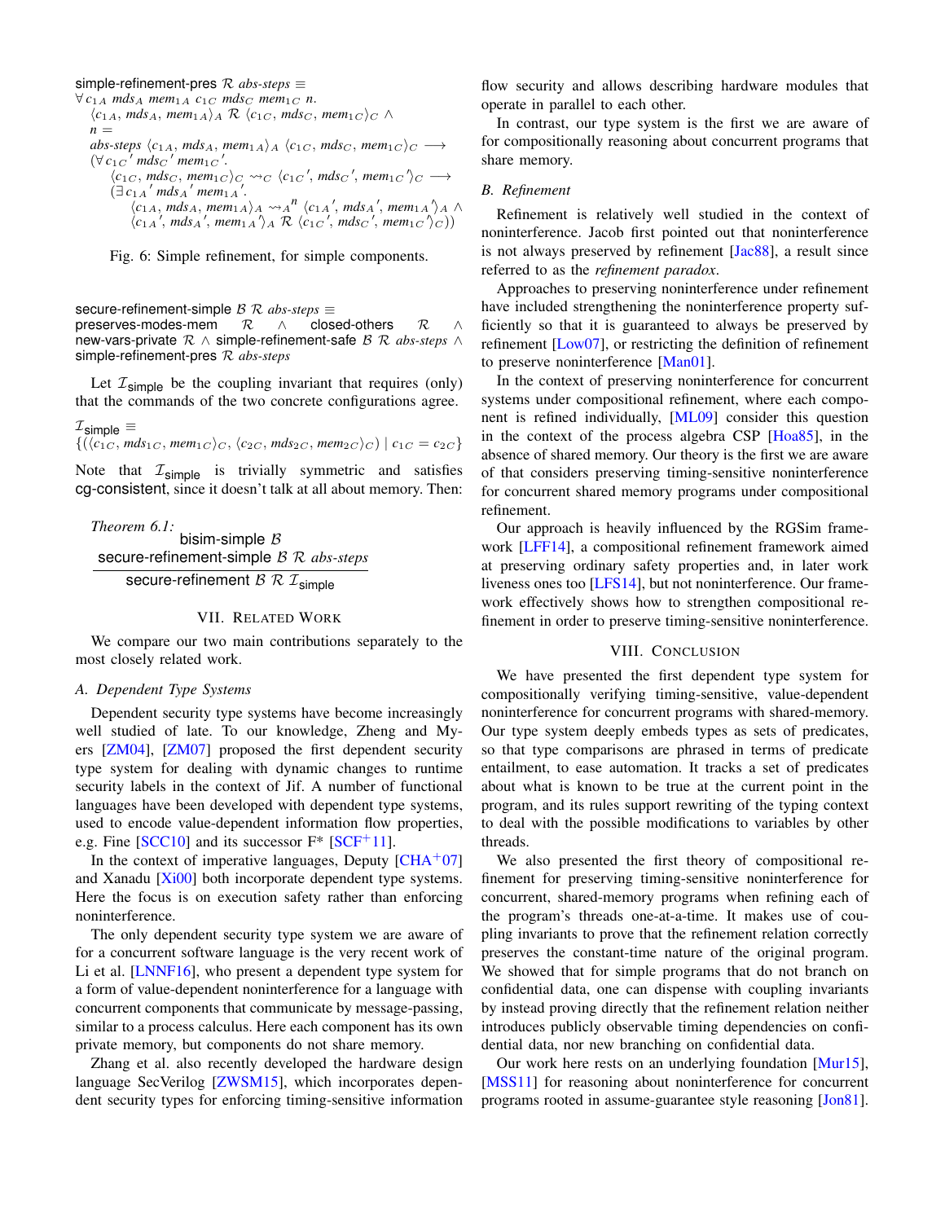$$
\begin{array}{l}
\textsf{simple-refinement-pres}\ \mathcal{R}\ \textit{abs-steps} \equiv \\
\forall c_{1A}\ mds_A\ mem_{1A}\ c_{1C}\ mds_C\ mem_{1C}\ n. \\
\quad \langle c_{1A}, mds_A, mem_{1A}\rangle_A\ \mathcal{R}\ \langle c_{1C}, mds_C, mem_{1C}\rangle_C \wedge \\
\quad n = \\
\quad \textit{abs-steps}\ \langle c_{1A}, mds_A, mem_{1A}\rangle_A\ \langle c_{1C}, mds_C, mem_{1C}\rangle_C \longrightarrow \\
\quad (\forall c_{1C}'\ mds_C'\ mem_{1C}'. \\
\qquad \langle c_{1C}, mds_C, mem_{1C}\rangle_C \leadsto_C \langle c_{1C}', mds_C', mem_{1C}'\rangle_C \longrightarrow \\
\qquad (\exists c_{1A}'\ mds_A'\ mem_{1A}'. \\
\qquad\quad \langle c_{1A}, mds_A, mem_{1A}\rangle_A \leadsto_A{}^n \langle c_{1A}', mds_A', mem_{1A}'\rangle_A \wedge \\
\qquad\quad \langle c_{1A}', mds_A', mem_{1A}'\rangle_A\ \mathcal{R}\ \langle c_{1C}', mds_C', mem_{1C}'\rangle_C))
\end{array}
$$

Fig. 6: Simple refinement, for simple components.

$$
\begin{array}{l}
\textsf{secure-refinement-simple}\ \mathcal{B}\ \mathcal{R}\ \textit{abs-steps} \equiv \\
\textsf{preserves-modes-mem}\ \mathcal{R} \wedge \textsf{closed-others}\ \mathcal{R} \wedge \\
\textsf{new-vars-private}\ \mathcal{R} \wedge \textsf{simple-refinement-safe}\ \mathcal{B}\ \mathcal{R}\ \textit{abs-steps} \wedge \\
\textsf{simple-refinement-pres}\ \mathcal{R}\ \textit{abs-steps}
\end{array}
$$

Let $\mathcal{I}_{\textsf{simple}}$ be the coupling invariant that requires (only) that the commands of the two concrete configurations agree.

$$
\mathcal{I}_{\textsf{simple}} \equiv \{(\langle c_{1C}, mds_{1C}, mem_{1C}\rangle_C, \langle c_{2C}, mds_{2C}, mem_{2C}\rangle_C) \mid c_{1C} = c_{2C}\}
$$

Note that $\mathcal{I}_{\textsf{simple}}$ is trivially symmetric and satisfies cg-consistent, since it doesn't talk at all about memory. Then:

*Theorem 6.1:*

$$
\frac{\textsf{bisim-simple}\ \mathcal{B} \qquad \textsf{secure-refinement-simple}\ \mathcal{B}\ \mathcal{R}\ \textit{abs-steps}}{\textsf{secure-refinement}\ \mathcal{B}\ \mathcal{R}\ \mathcal{I}_{\textsf{simple}}}
$$

## VII. Related Work

We compare our two main contributions separately to the most closely related work.

### A. Dependent Type Systems

Dependent security type systems have become increasingly well studied of late. To our knowledge, Zheng and Myers [ZM04], [ZM07] proposed the first dependent security type system for dealing with dynamic changes to runtime security labels in the context of Jif. A number of functional languages have been developed with dependent type systems, used to encode value-dependent information flow properties, e.g. Fine [SCC10] and its successor F* [SCF+11].

In the context of imperative languages, Deputy [CHA+07] and Xanadu [Xi00] both incorporate dependent type systems. Here the focus is on execution safety rather than enforcing noninterference.

The only dependent security type system we are aware of for a concurrent software language is the very recent work of Li et al. [LNNF16], who present a dependent type system for a form of value-dependent noninterference for a language with concurrent components that communicate by message-passing, similar to a process calculus. Here each component has its own private memory, but components do not share memory.

Zhang et al. also recently developed the hardware design language SecVerilog [ZWSM15], which incorporates dependent security types for enforcing timing-sensitive information flow security and allows describing hardware modules that operate in parallel to each other.

In contrast, our type system is the first we are aware of for compositionally reasoning about concurrent programs that share memory.

### B. Refinement

Refinement is relatively well studied in the context of noninterference. Jacob first pointed out that noninterference is not always preserved by refinement [Jac88], a result since referred to as the *refinement paradox*.

Approaches to preserving noninterference under refinement have included strengthening the noninterference property sufficiently so that it is guaranteed to always be preserved by refinement [Low07], or restricting the definition of refinement to preserve noninterference [Man01].

In the context of preserving noninterference for concurrent systems under compositional refinement, where each component is refined individually, [ML09] consider this question in the context of the process algebra CSP [Hoa85], in the absence of shared memory. Our theory is the first we are aware of that considers preserving timing-sensitive noninterference for concurrent shared memory programs under compositional refinement.

Our approach is heavily influenced by the RGSim framework [LFF14], a compositional refinement framework aimed at preserving ordinary safety properties and, in later work liveness ones too [LFS14], but not noninterference. Our framework effectively shows how to strengthen compositional refinement in order to preserve timing-sensitive noninterference.

## VIII. Conclusion

We have presented the first dependent type system for compositionally verifying timing-sensitive, value-dependent noninterference for concurrent programs with shared-memory. Our type system deeply embeds types as sets of predicates, so that type comparisons are phrased in terms of predicate entailment, to ease automation. It tracks a set of predicates about what is known to be true at the current point in the program, and its rules support rewriting of the typing context to deal with the possible modifications to variables by other threads.

We also presented the first theory of compositional refinement for preserving timing-sensitive noninterference for concurrent, shared-memory programs when refining each of the program's threads one-at-a-time. It makes use of coupling invariants to prove that the refinement relation correctly preserves the constant-time nature of the original program. We showed that for simple programs that do not branch on confidential data, one can dispense with coupling invariants by instead proving directly that the refinement relation neither introduces publicly observable timing dependencies on confidential data, nor new branching on confidential data.

Our work here rests on an underlying foundation [Mur15], [MSS11] for reasoning about noninterference for concurrent programs rooted in assume-guarantee style reasoning [Jon81].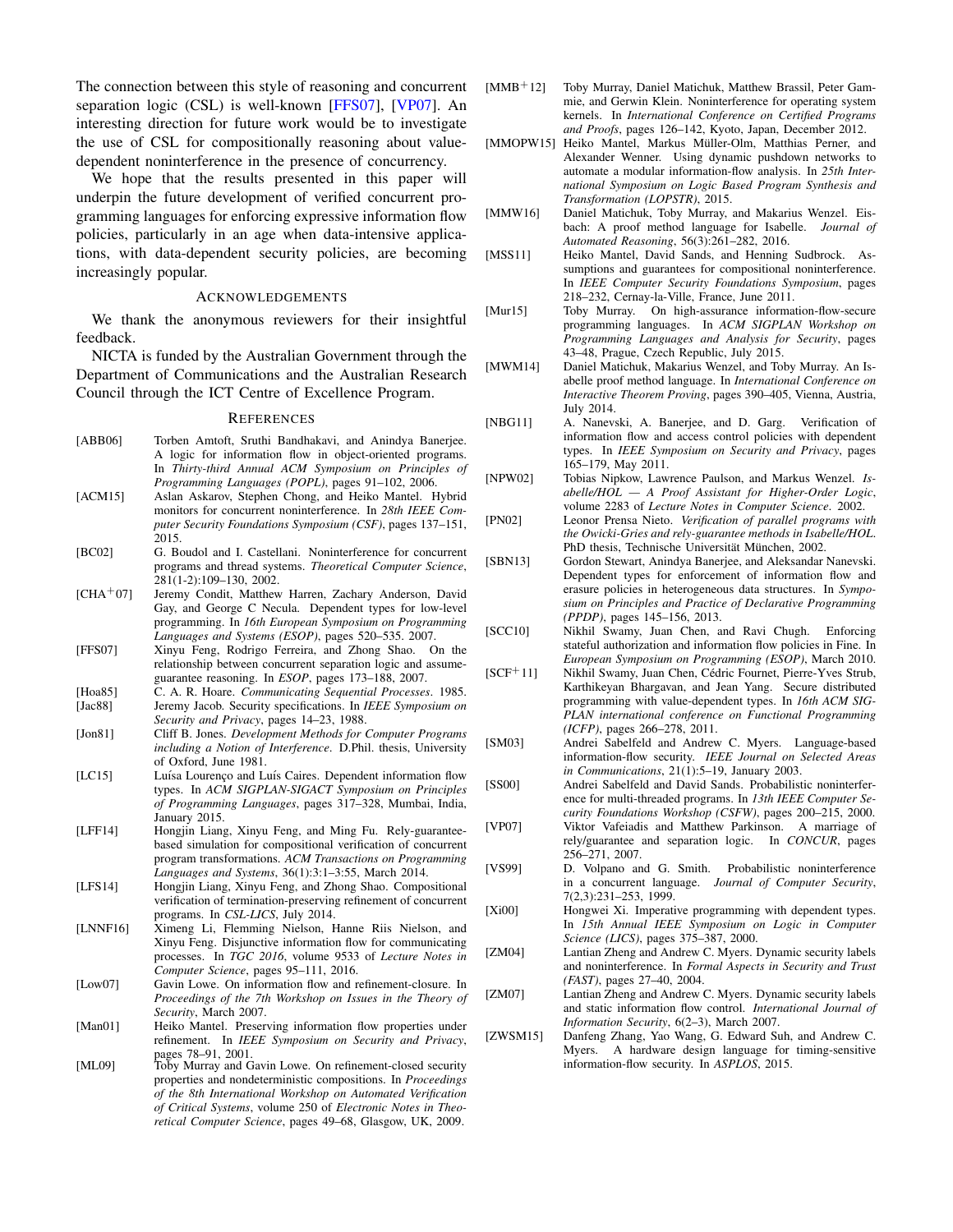The connection between this style of reasoning and concurrent separation logic (CSL) is well-known [FFS07], [VP07]. An interesting direction for future work would be to investigate the use of CSL for compositionally reasoning about value-dependent noninterference in the presence of concurrency.

We hope that the results presented in this paper will underpin the future development of verified concurrent programming languages for enforcing expressive information flow policies, particularly in an age when data-intensive applications, with data-dependent security policies, are becoming increasingly popular.

## Acknowledgements

We thank the anonymous reviewers for their insightful feedback.

NICTA is funded by the Australian Government through the Department of Communications and the Australian Research Council through the ICT Centre of Excellence Program.

## References

[ABB06] Torben Amtoft, Sruthi Bandhakavi, and Anindya Banerjee. A logic for information flow in object-oriented programs. In *Thirty-third Annual ACM Symposium on Principles of Programming Languages (POPL)*, pages 91–102, 2006.

[ACM15] Aslan Askarov, Stephen Chong, and Heiko Mantel. Hybrid monitors for concurrent noninterference. In *28th IEEE Computer Security Foundations Symposium (CSF)*, pages 137–151, 2015.

[BC02] G. Boudol and I. Castellani. Noninterference for concurrent programs and thread systems. *Theoretical Computer Science*, 281(1-2):109–130, 2002.

[CHA+07] Jeremy Condit, Matthew Harren, Zachary Anderson, David Gay, and George C Necula. Dependent types for low-level programming. In *16th European Symposium on Programming Languages and Systems (ESOP)*, pages 520–535. 2007.

[FFS07] Xinyu Feng, Rodrigo Ferreira, and Zhong Shao. On the relationship between concurrent separation logic and assume-guarantee reasoning. In *ESOP*, pages 173–188, 2007.

[Hoa85] C. A. R. Hoare. *Communicating Sequential Processes*. 1985.

[Jac88] Jeremy Jacob. Security specifications. In *IEEE Symposium on Security and Privacy*, pages 14–23, 1988.

[Jon81] Cliff B. Jones. *Development Methods for Computer Programs including a Notion of Interference*. D.Phil. thesis, University of Oxford, June 1981.

[LC15] Luísa Lourenço and Luís Caires. Dependent information flow types. In *ACM SIGPLAN-SIGACT Symposium on Principles of Programming Languages*, pages 317–328, Mumbai, India, January 2015.

[LFF14] Hongjin Liang, Xinyu Feng, and Ming Fu. Rely-guarantee-based simulation for compositional verification of concurrent program transformations. *ACM Transactions on Programming Languages and Systems*, 36(1):3:1–3:55, March 2014.

[LFS14] Hongjin Liang, Xinyu Feng, and Zhong Shao. Compositional verification of termination-preserving refinement of concurrent programs. In *CSL-LICS*, July 2014.

[LNNF16] Ximeng Li, Flemming Nielson, Hanne Riis Nielson, and Xinyu Feng. Disjunctive information flow for communicating processes. In *TGC 2016*, volume 9533 of *Lecture Notes in Computer Science*, pages 95–111, 2016.

[Low07] Gavin Lowe. On information flow and refinement-closure. In *Proceedings of the 7th Workshop on Issues in the Theory of Security*, March 2007.

[Man01] Heiko Mantel. Preserving information flow properties under refinement. In *IEEE Symposium on Security and Privacy*, pages 78–91, 2001.

[ML09] Toby Murray and Gavin Lowe. On refinement-closed security properties and nondeterministic compositions. In *Proceedings of the 8th International Workshop on Automated Verification of Critical Systems*, volume 250 of *Electronic Notes in Theoretical Computer Science*, pages 49–68, Glasgow, UK, 2009.

[MMB+12] Toby Murray, Daniel Matichuk, Matthew Brassil, Peter Gammie, and Gerwin Klein. Noninterference for operating system kernels. In *International Conference on Certified Programs and Proofs*, pages 126–142, Kyoto, Japan, December 2012.

[MMOPW15] Heiko Mantel, Markus Müller-Olm, Matthias Perner, and Alexander Wenner. Using dynamic pushdown networks to automate a modular information-flow analysis. In *25th International Symposium on Logic Based Program Synthesis and Transformation (LOPSTR)*, 2015.

[MMW16] Daniel Matichuk, Toby Murray, and Makarius Wenzel. Eisbach: A proof method language for Isabelle. *Journal of Automated Reasoning*, 56(3):261–282, 2016.

[MSS11] Heiko Mantel, David Sands, and Henning Sudbrock. Assumptions and guarantees for compositional noninterference. In *IEEE Computer Security Foundations Symposium*, pages 218–232, Cernay-la-Ville, France, June 2011.

[Mur15] Toby Murray. On high-assurance information-flow-secure programming languages. In *ACM SIGPLAN Workshop on Programming Languages and Analysis for Security*, pages 43–48, Prague, Czech Republic, July 2015.

[MWM14] Daniel Matichuk, Makarius Wenzel, and Toby Murray. An Isabelle proof method language. In *International Conference on Interactive Theorem Proving*, pages 390–405, Vienna, Austria, July 2014.

[NBG11] A. Nanevski, A. Banerjee, and D. Garg. Verification of information flow and access control policies with dependent types. In *IEEE Symposium on Security and Privacy*, pages 165–179, May 2011.

[NPW02] Tobias Nipkow, Lawrence Paulson, and Markus Wenzel. *Isabelle/HOL — A Proof Assistant for Higher-Order Logic*, volume 2283 of *Lecture Notes in Computer Science*. 2002.

[PN02] Leonor Prensa Nieto. *Verification of parallel programs with the Owicki-Gries and rely-guarantee methods in Isabelle/HOL*. PhD thesis, Technische Universität München, 2002.

[SBN13] Gordon Stewart, Anindya Banerjee, and Aleksandar Nanevski. Dependent types for enforcement of information flow and erasure policies in heterogeneous data structures. In *Symposium on Principles and Practice of Declarative Programming (PPDP)*, pages 145–156, 2013.

[SCC10] Nikhil Swamy, Juan Chen, and Ravi Chugh. Enforcing stateful authorization and information flow policies in Fine. In *European Symposium on Programming (ESOP)*, March 2010.

[SCF+11] Nikhil Swamy, Juan Chen, Cédric Fournet, Pierre-Yves Strub, Karthikeyan Bhargavan, and Jean Yang. Secure distributed programming with value-dependent types. In *16th ACM SIGPLAN international conference on Functional Programming (ICFP)*, pages 266–278, 2011.

[SM03] Andrei Sabelfeld and Andrew C. Myers. Language-based information-flow security. *IEEE Journal on Selected Areas in Communications*, 21(1):5–19, January 2003.

[SS00] Andrei Sabelfeld and David Sands. Probabilistic noninterference for multi-threaded programs. In *13th IEEE Computer Security Foundations Workshop (CSFW)*, pages 200–215, 2000.

[VP07] Viktor Vafeiadis and Matthew Parkinson. A marriage of rely/guarantee and separation logic. In *CONCUR*, pages 256–271, 2007.

[VS99] D. Volpano and G. Smith. Probabilistic noninterference in a concurrent language. *Journal of Computer Security*, 7(2,3):231–253, 1999.

[Xi00] Hongwei Xi. Imperative programming with dependent types. In *15th Annual IEEE Symposium on Logic in Computer Science (LICS)*, pages 375–387, 2000.

[ZM04] Lantian Zheng and Andrew C. Myers. Dynamic security labels and noninterference. In *Formal Aspects in Security and Trust (FAST)*, pages 27–40, 2004.

[ZM07] Lantian Zheng and Andrew C. Myers. Dynamic security labels and static information flow control. *International Journal of Information Security*, 6(2–3), March 2007.

[ZWSM15] Danfeng Zhang, Yao Wang, G. Edward Suh, and Andrew C. Myers. A hardware design language for timing-sensitive information-flow security. In *ASPLOS*, 2015.